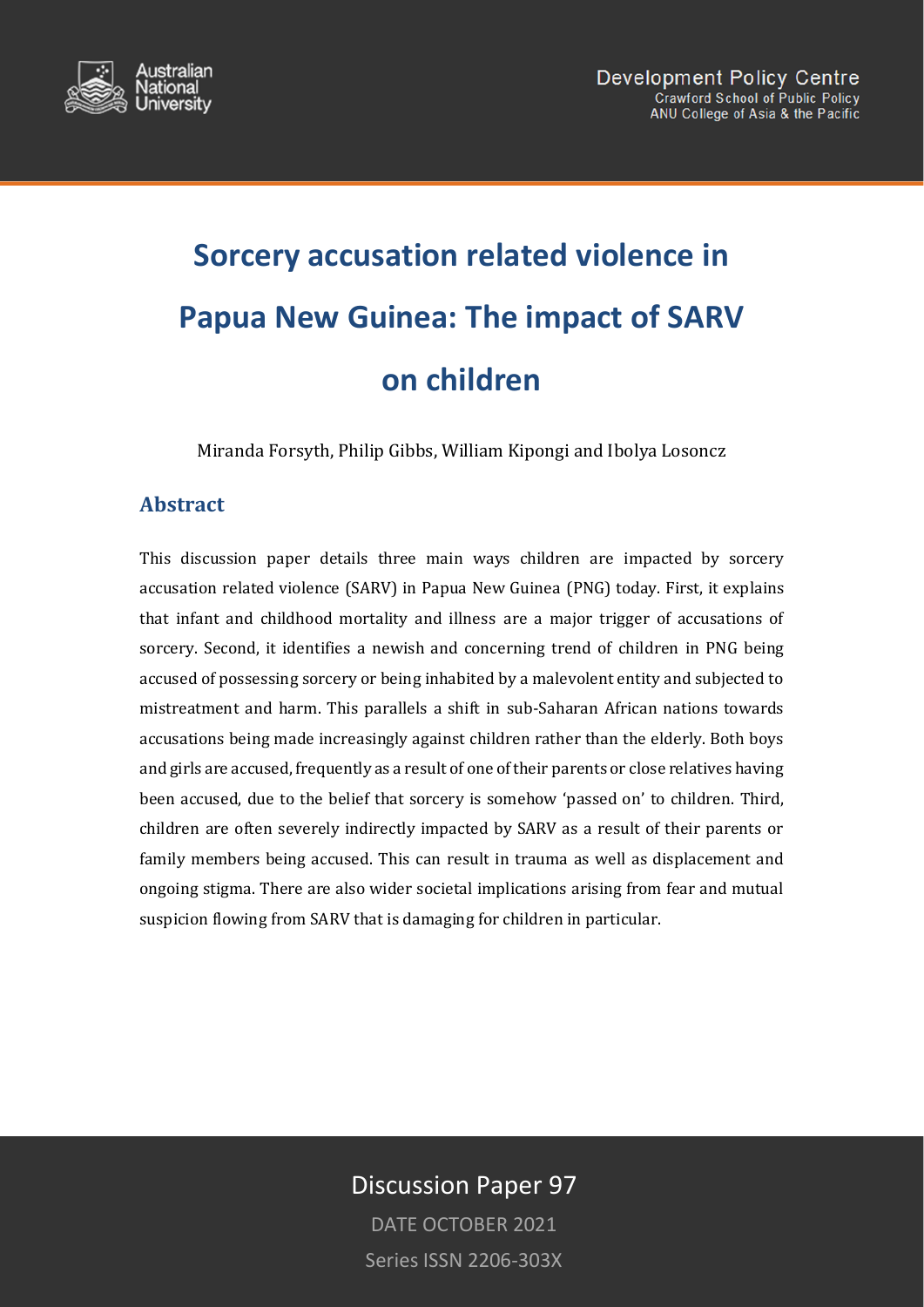Australian National University

Development Policy Centre
Crawford School of Public Policy
ANU College of Asia & the Pacific

# Sorcery accusation related violence in Papua New Guinea: The impact of SARV on children

Miranda Forsyth, Philip Gibbs, William Kipongi and Ibolya Losoncz

## Abstract

This discussion paper details three main ways children are impacted by sorcery accusation related violence (SARV) in Papua New Guinea (PNG) today. First, it explains that infant and childhood mortality and illness are a major trigger of accusations of sorcery. Second, it identifies a newish and concerning trend of children in PNG being accused of possessing sorcery or being inhabited by a malevolent entity and subjected to mistreatment and harm. This parallels a shift in sub-Saharan African nations towards accusations being made increasingly against children rather than the elderly. Both boys and girls are accused, frequently as a result of one of their parents or close relatives having been accused, due to the belief that sorcery is somehow 'passed on' to children. Third, children are often severely indirectly impacted by SARV as a result of their parents or family members being accused. This can result in trauma as well as displacement and ongoing stigma. There are also wider societal implications arising from fear and mutual suspicion flowing from SARV that is damaging for children in particular.

Discussion Paper 97

DATE OCTOBER 2021

Series ISSN 2206-303X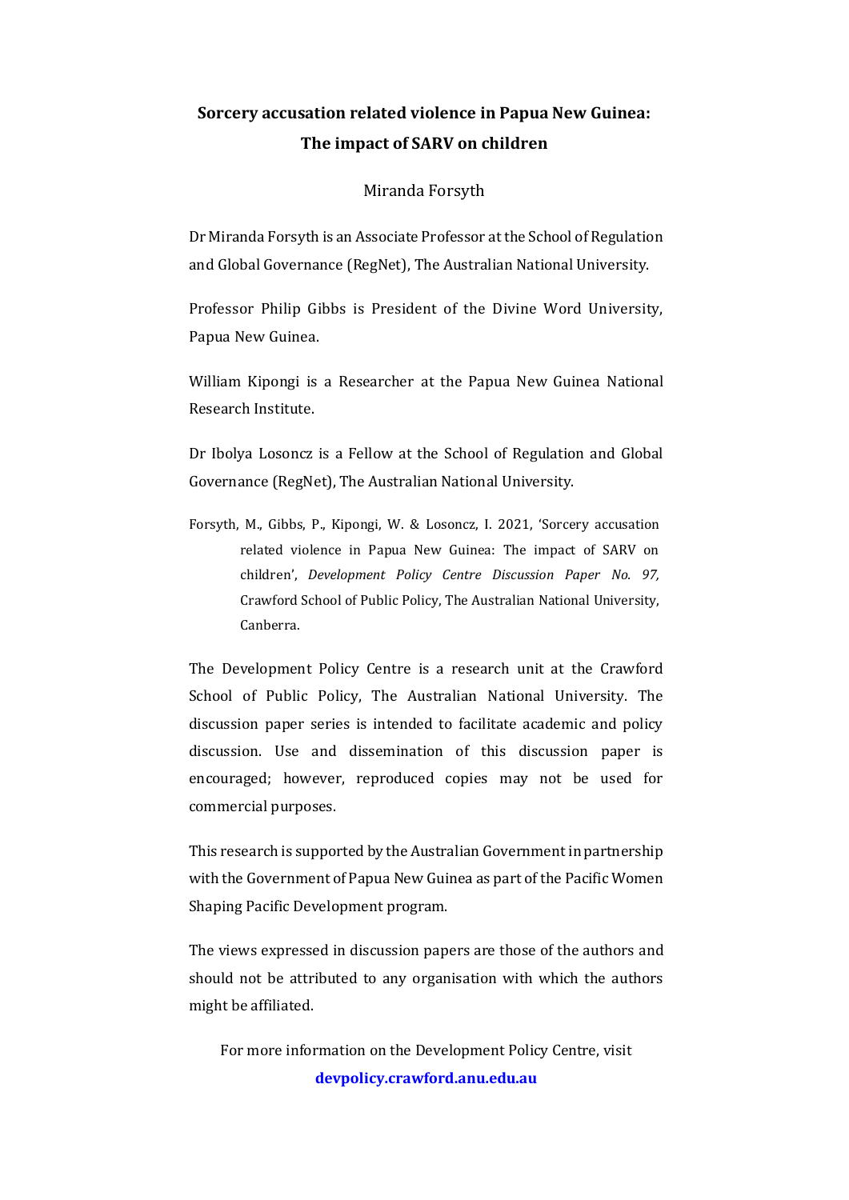# Sorcery accusation related violence in Papua New Guinea: The impact of SARV on children

Miranda Forsyth

Dr Miranda Forsyth is an Associate Professor at the School of Regulation and Global Governance (RegNet), The Australian National University.

Professor Philip Gibbs is President of the Divine Word University, Papua New Guinea.

William Kipongi is a Researcher at the Papua New Guinea National Research Institute.

Dr Ibolya Losoncz is a Fellow at the School of Regulation and Global Governance (RegNet), The Australian National University.

Forsyth, M., Gibbs, P., Kipongi, W. & Losoncz, I. 2021, 'Sorcery accusation related violence in Papua New Guinea: The impact of SARV on children', *Development Policy Centre Discussion Paper No. 97,* Crawford School of Public Policy, The Australian National University, Canberra.

The Development Policy Centre is a research unit at the Crawford School of Public Policy, The Australian National University. The discussion paper series is intended to facilitate academic and policy discussion. Use and dissemination of this discussion paper is encouraged; however, reproduced copies may not be used for commercial purposes.

This research is supported by the Australian Government in partnership with the Government of Papua New Guinea as part of the Pacific Women Shaping Pacific Development program.

The views expressed in discussion papers are those of the authors and should not be attributed to any organisation with which the authors might be affiliated.

For more information on the Development Policy Centre, visit **devpolicy.crawford.anu.edu.au**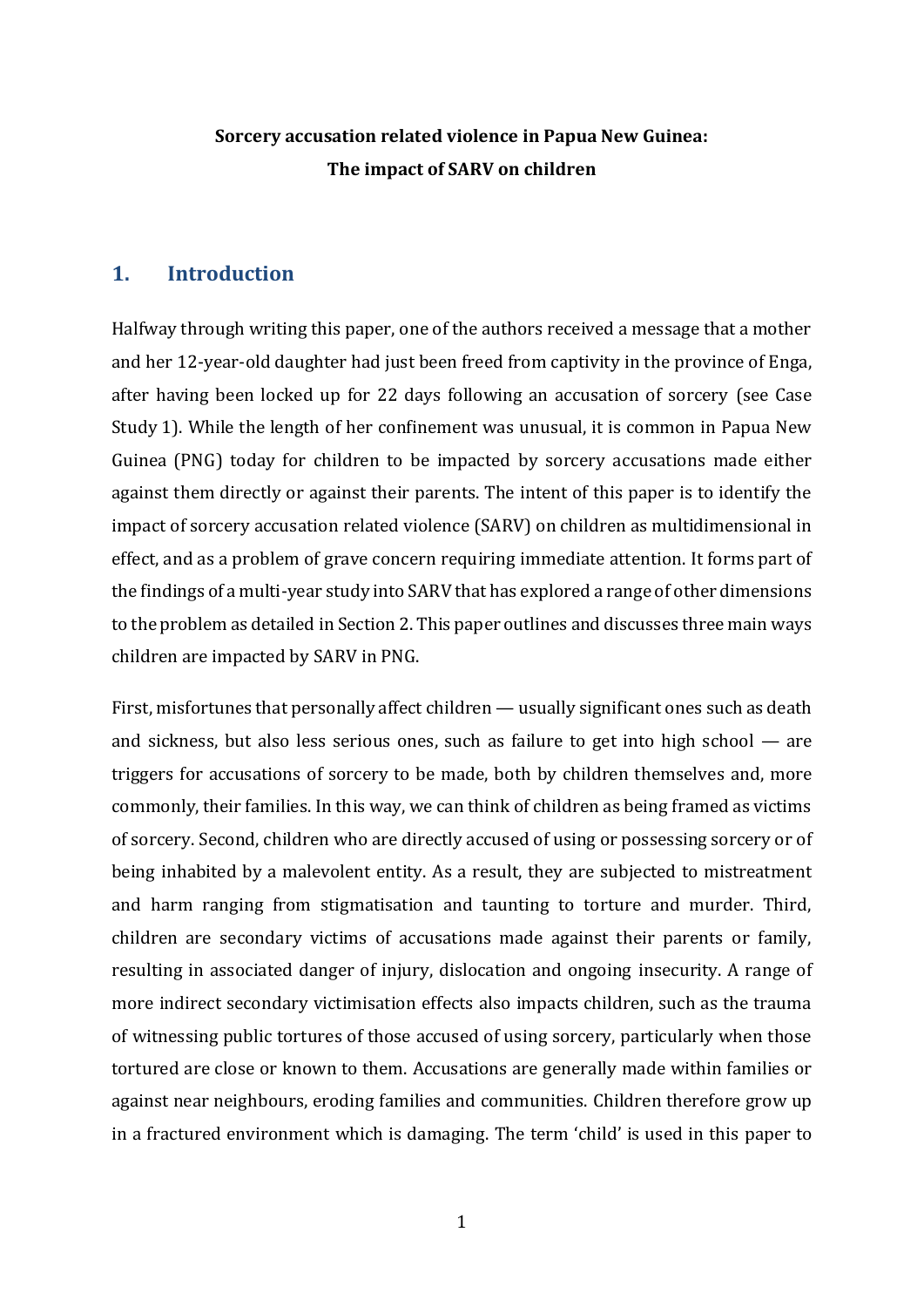**Sorcery accusation related violence in Papua New Guinea:**
**The impact of SARV on children**

## 1. Introduction

Halfway through writing this paper, one of the authors received a message that a mother and her 12-year-old daughter had just been freed from captivity in the province of Enga, after having been locked up for 22 days following an accusation of sorcery (see Case Study 1). While the length of her confinement was unusual, it is common in Papua New Guinea (PNG) today for children to be impacted by sorcery accusations made either against them directly or against their parents. The intent of this paper is to identify the impact of sorcery accusation related violence (SARV) on children as multidimensional in effect, and as a problem of grave concern requiring immediate attention. It forms part of the findings of a multi-year study into SARV that has explored a range of other dimensions to the problem as detailed in Section 2. This paper outlines and discusses three main ways children are impacted by SARV in PNG.

First, misfortunes that personally affect children — usually significant ones such as death and sickness, but also less serious ones, such as failure to get into high school — are triggers for accusations of sorcery to be made, both by children themselves and, more commonly, their families. In this way, we can think of children as being framed as victims of sorcery. Second, children who are directly accused of using or possessing sorcery or of being inhabited by a malevolent entity. As a result, they are subjected to mistreatment and harm ranging from stigmatisation and taunting to torture and murder. Third, children are secondary victims of accusations made against their parents or family, resulting in associated danger of injury, dislocation and ongoing insecurity. A range of more indirect secondary victimisation effects also impacts children, such as the trauma of witnessing public tortures of those accused of using sorcery, particularly when those tortured are close or known to them. Accusations are generally made within families or against near neighbours, eroding families and communities. Children therefore grow up in a fractured environment which is damaging. The term 'child' is used in this paper to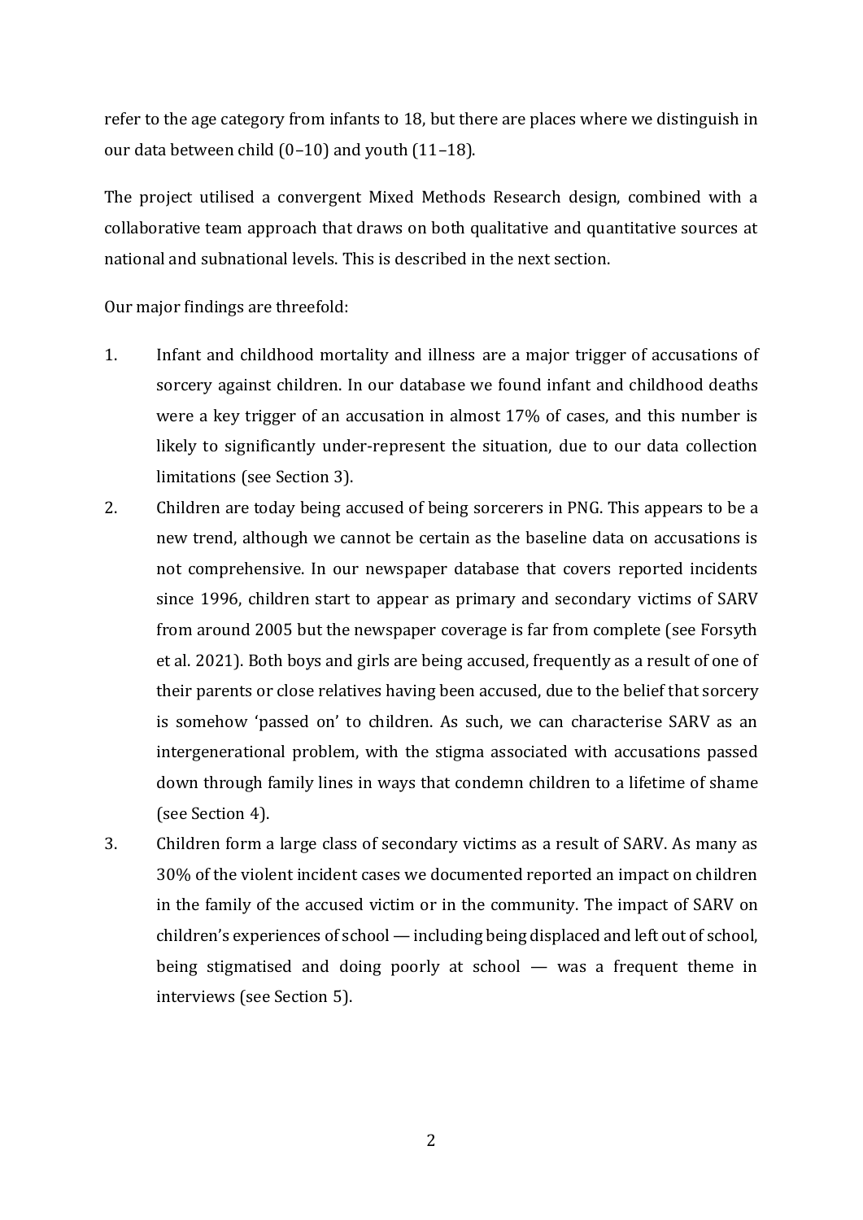refer to the age category from infants to 18, but there are places where we distinguish in our data between child (0–10) and youth (11–18).

The project utilised a convergent Mixed Methods Research design, combined with a collaborative team approach that draws on both qualitative and quantitative sources at national and subnational levels. This is described in the next section.

Our major findings are threefold:

1. Infant and childhood mortality and illness are a major trigger of accusations of sorcery against children. In our database we found infant and childhood deaths were a key trigger of an accusation in almost 17% of cases, and this number is likely to significantly under-represent the situation, due to our data collection limitations (see Section 3).
2. Children are today being accused of being sorcerers in PNG. This appears to be a new trend, although we cannot be certain as the baseline data on accusations is not comprehensive. In our newspaper database that covers reported incidents since 1996, children start to appear as primary and secondary victims of SARV from around 2005 but the newspaper coverage is far from complete (see Forsyth et al. 2021). Both boys and girls are being accused, frequently as a result of one of their parents or close relatives having been accused, due to the belief that sorcery is somehow 'passed on' to children. As such, we can characterise SARV as an intergenerational problem, with the stigma associated with accusations passed down through family lines in ways that condemn children to a lifetime of shame (see Section 4).
3. Children form a large class of secondary victims as a result of SARV. As many as 30% of the violent incident cases we documented reported an impact on children in the family of the accused victim or in the community. The impact of SARV on children's experiences of school — including being displaced and left out of school, being stigmatised and doing poorly at school — was a frequent theme in interviews (see Section 5).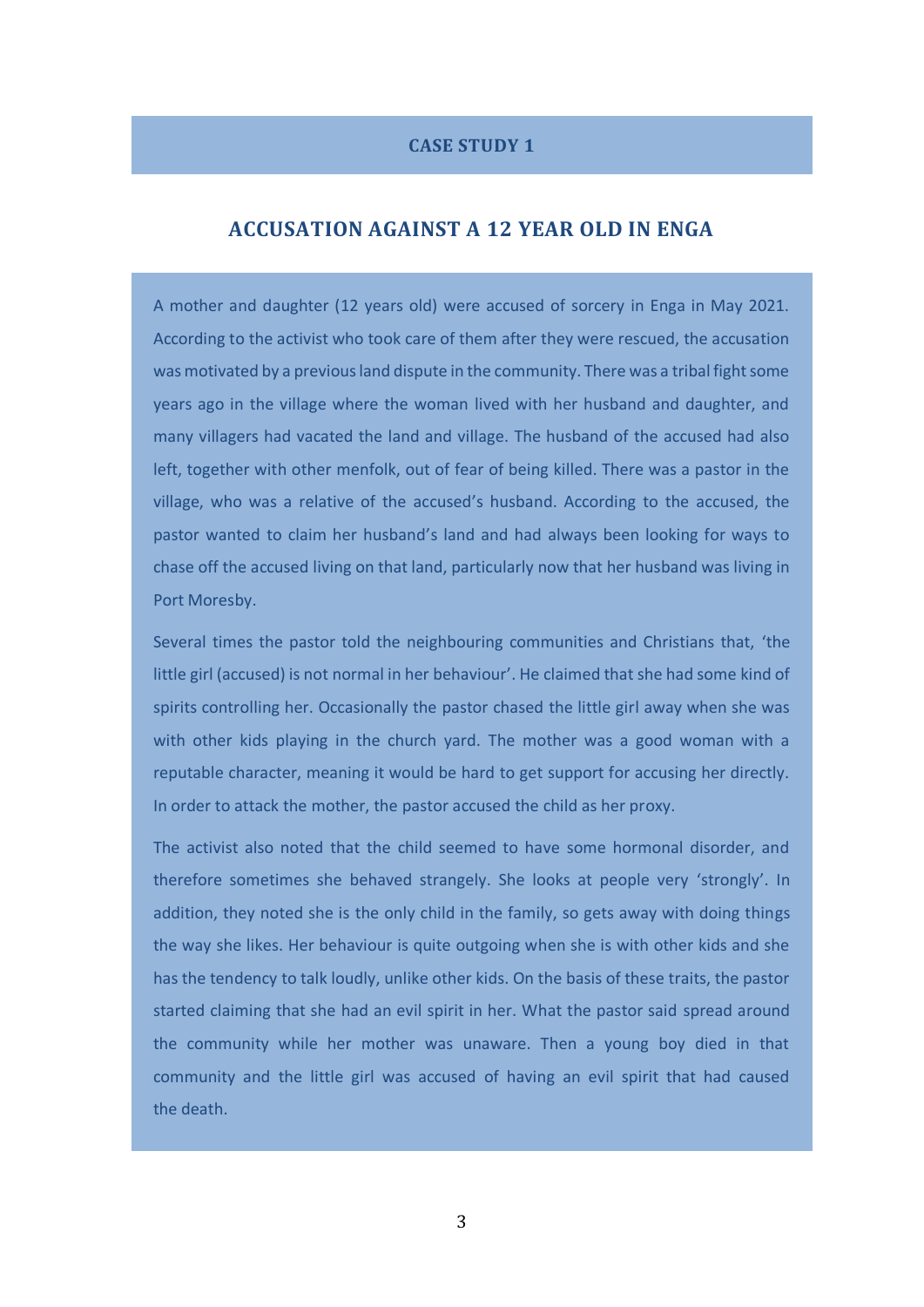## CASE STUDY 1

## ACCUSATION AGAINST A 12 YEAR OLD IN ENGA

A mother and daughter (12 years old) were accused of sorcery in Enga in May 2021. According to the activist who took care of them after they were rescued, the accusation was motivated by a previous land dispute in the community. There was a tribal fight some years ago in the village where the woman lived with her husband and daughter, and many villagers had vacated the land and village. The husband of the accused had also left, together with other menfolk, out of fear of being killed. There was a pastor in the village, who was a relative of the accused's husband. According to the accused, the pastor wanted to claim her husband's land and had always been looking for ways to chase off the accused living on that land, particularly now that her husband was living in Port Moresby.

Several times the pastor told the neighbouring communities and Christians that, 'the little girl (accused) is not normal in her behaviour'. He claimed that she had some kind of spirits controlling her. Occasionally the pastor chased the little girl away when she was with other kids playing in the church yard. The mother was a good woman with a reputable character, meaning it would be hard to get support for accusing her directly. In order to attack the mother, the pastor accused the child as her proxy.

The activist also noted that the child seemed to have some hormonal disorder, and therefore sometimes she behaved strangely. She looks at people very 'strongly'. In addition, they noted she is the only child in the family, so gets away with doing things the way she likes. Her behaviour is quite outgoing when she is with other kids and she has the tendency to talk loudly, unlike other kids. On the basis of these traits, the pastor started claiming that she had an evil spirit in her. What the pastor said spread around the community while her mother was unaware. Then a young boy died in that community and the little girl was accused of having an evil spirit that had caused the death.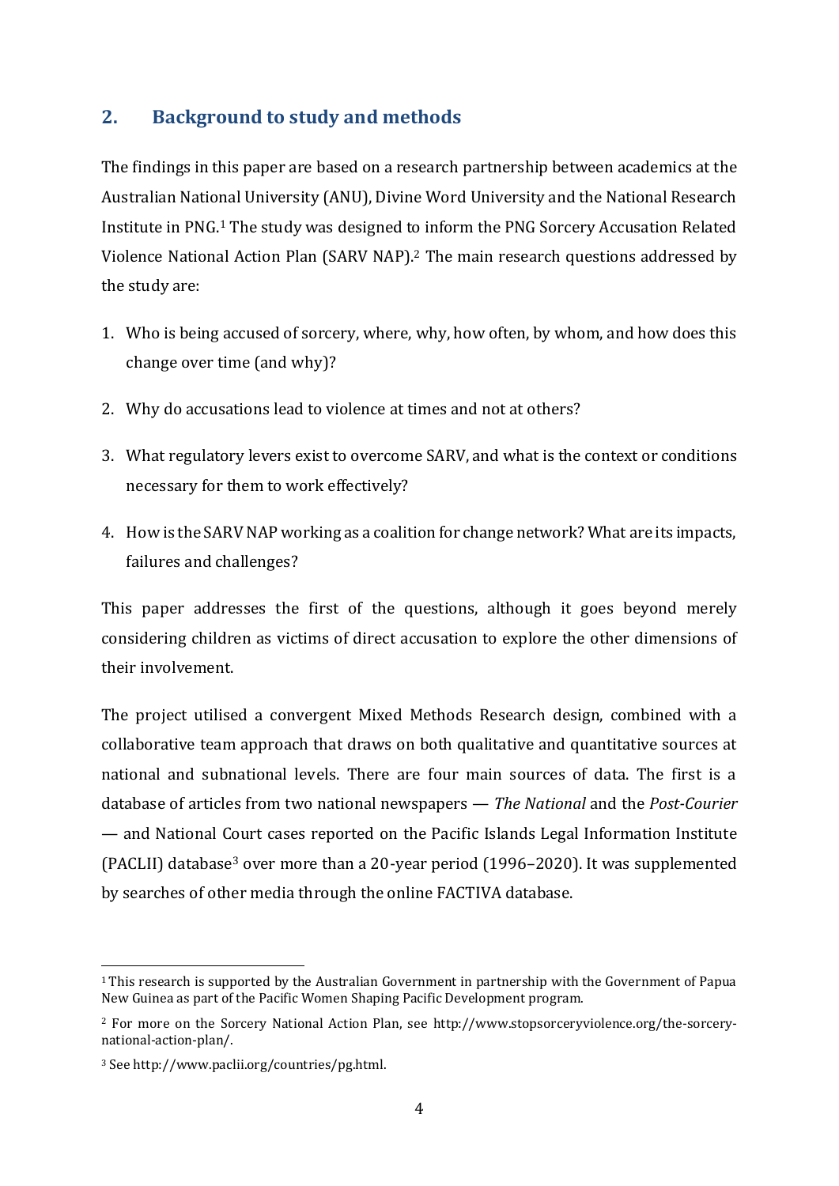## 2. Background to study and methods

The findings in this paper are based on a research partnership between academics at the Australian National University (ANU), Divine Word University and the National Research Institute in PNG.[1] The study was designed to inform the PNG Sorcery Accusation Related Violence National Action Plan (SARV NAP).[2] The main research questions addressed by the study are:

1. Who is being accused of sorcery, where, why, how often, by whom, and how does this change over time (and why)?
2. Why do accusations lead to violence at times and not at others?
3. What regulatory levers exist to overcome SARV, and what is the context or conditions necessary for them to work effectively?
4. How is the SARV NAP working as a coalition for change network? What are its impacts, failures and challenges?

This paper addresses the first of the questions, although it goes beyond merely considering children as victims of direct accusation to explore the other dimensions of their involvement.

The project utilised a convergent Mixed Methods Research design, combined with a collaborative team approach that draws on both qualitative and quantitative sources at national and subnational levels. There are four main sources of data. The first is a database of articles from two national newspapers — *The National* and the *Post-Courier* — and National Court cases reported on the Pacific Islands Legal Information Institute (PACLII) database[3] over more than a 20-year period (1996–2020). It was supplemented by searches of other media through the online FACTIVA database.

---

[1] This research is supported by the Australian Government in partnership with the Government of Papua New Guinea as part of the Pacific Women Shaping Pacific Development program.

[2] For more on the Sorcery National Action Plan, see http://www.stopsorceryviolence.org/the-sorcery-national-action-plan/.

[3] See http://www.paclii.org/countries/pg.html.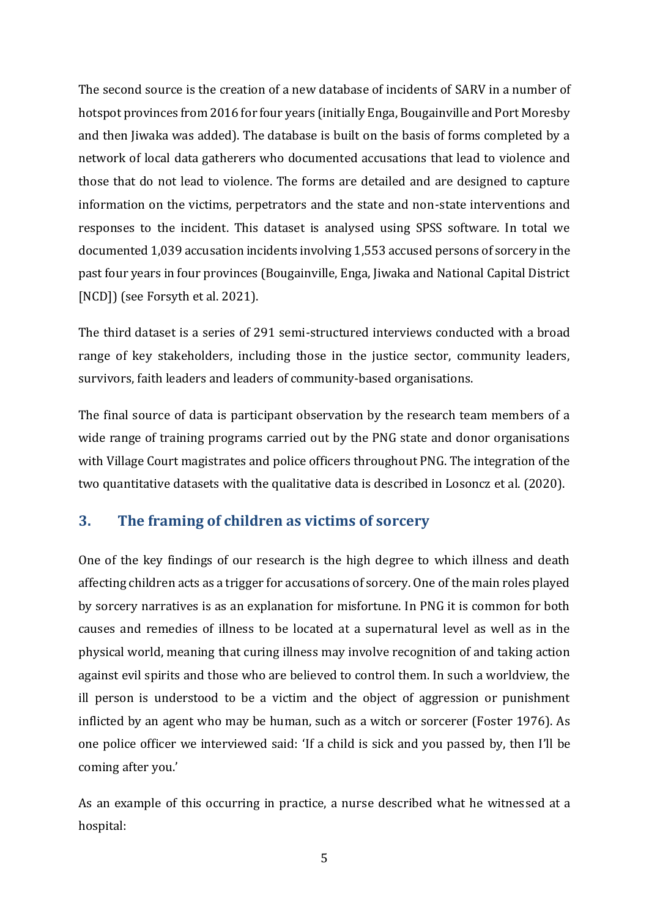The second source is the creation of a new database of incidents of SARV in a number of hotspot provinces from 2016 for four years (initially Enga, Bougainville and Port Moresby and then Jiwaka was added). The database is built on the basis of forms completed by a network of local data gatherers who documented accusations that lead to violence and those that do not lead to violence. The forms are detailed and are designed to capture information on the victims, perpetrators and the state and non-state interventions and responses to the incident. This dataset is analysed using SPSS software. In total we documented 1,039 accusation incidents involving 1,553 accused persons of sorcery in the past four years in four provinces (Bougainville, Enga, Jiwaka and National Capital District [NCD]) (see Forsyth et al. 2021).

The third dataset is a series of 291 semi-structured interviews conducted with a broad range of key stakeholders, including those in the justice sector, community leaders, survivors, faith leaders and leaders of community-based organisations.

The final source of data is participant observation by the research team members of a wide range of training programs carried out by the PNG state and donor organisations with Village Court magistrates and police officers throughout PNG. The integration of the two quantitative datasets with the qualitative data is described in Losoncz et al. (2020).

## 3. The framing of children as victims of sorcery

One of the key findings of our research is the high degree to which illness and death affecting children acts as a trigger for accusations of sorcery. One of the main roles played by sorcery narratives is as an explanation for misfortune. In PNG it is common for both causes and remedies of illness to be located at a supernatural level as well as in the physical world, meaning that curing illness may involve recognition of and taking action against evil spirits and those who are believed to control them. In such a worldview, the ill person is understood to be a victim and the object of aggression or punishment inflicted by an agent who may be human, such as a witch or sorcerer (Foster 1976). As one police officer we interviewed said: 'If a child is sick and you passed by, then I'll be coming after you.'

As an example of this occurring in practice, a nurse described what he witnessed at a hospital: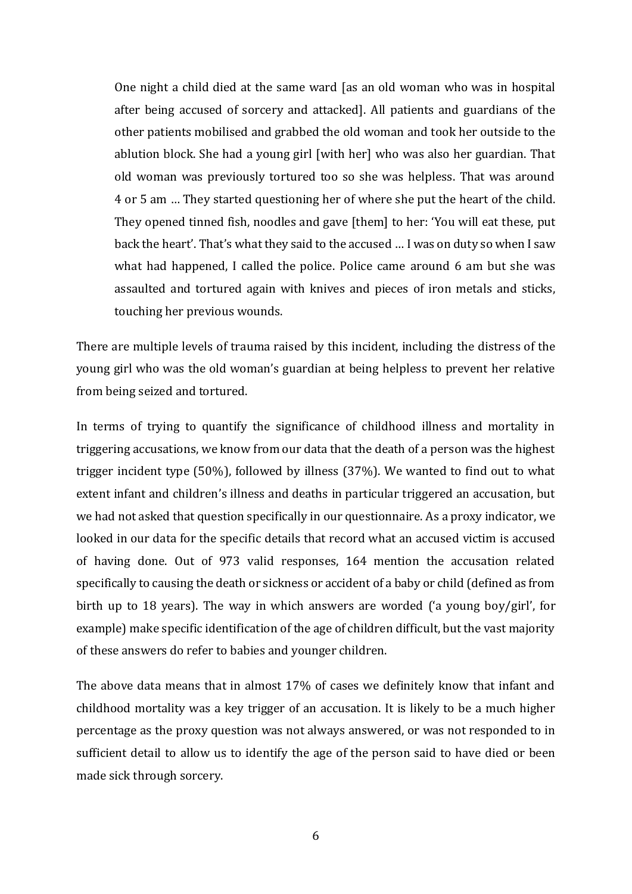> One night a child died at the same ward [as an old woman who was in hospital after being accused of sorcery and attacked]. All patients and guardians of the other patients mobilised and grabbed the old woman and took her outside to the ablution block. She had a young girl [with her] who was also her guardian. That old woman was previously tortured too so she was helpless. That was around 4 or 5 am … They started questioning her of where she put the heart of the child. They opened tinned fish, noodles and gave [them] to her: 'You will eat these, put back the heart'. That's what they said to the accused … I was on duty so when I saw what had happened, I called the police. Police came around 6 am but she was assaulted and tortured again with knives and pieces of iron metals and sticks, touching her previous wounds.

There are multiple levels of trauma raised by this incident, including the distress of the young girl who was the old woman's guardian at being helpless to prevent her relative from being seized and tortured.

In terms of trying to quantify the significance of childhood illness and mortality in triggering accusations, we know from our data that the death of a person was the highest trigger incident type (50%), followed by illness (37%). We wanted to find out to what extent infant and children's illness and deaths in particular triggered an accusation, but we had not asked that question specifically in our questionnaire. As a proxy indicator, we looked in our data for the specific details that record what an accused victim is accused of having done. Out of 973 valid responses, 164 mention the accusation related specifically to causing the death or sickness or accident of a baby or child (defined as from birth up to 18 years). The way in which answers are worded ('a young boy/girl', for example) make specific identification of the age of children difficult, but the vast majority of these answers do refer to babies and younger children.

The above data means that in almost 17% of cases we definitely know that infant and childhood mortality was a key trigger of an accusation. It is likely to be a much higher percentage as the proxy question was not always answered, or was not responded to in sufficient detail to allow us to identify the age of the person said to have died or been made sick through sorcery.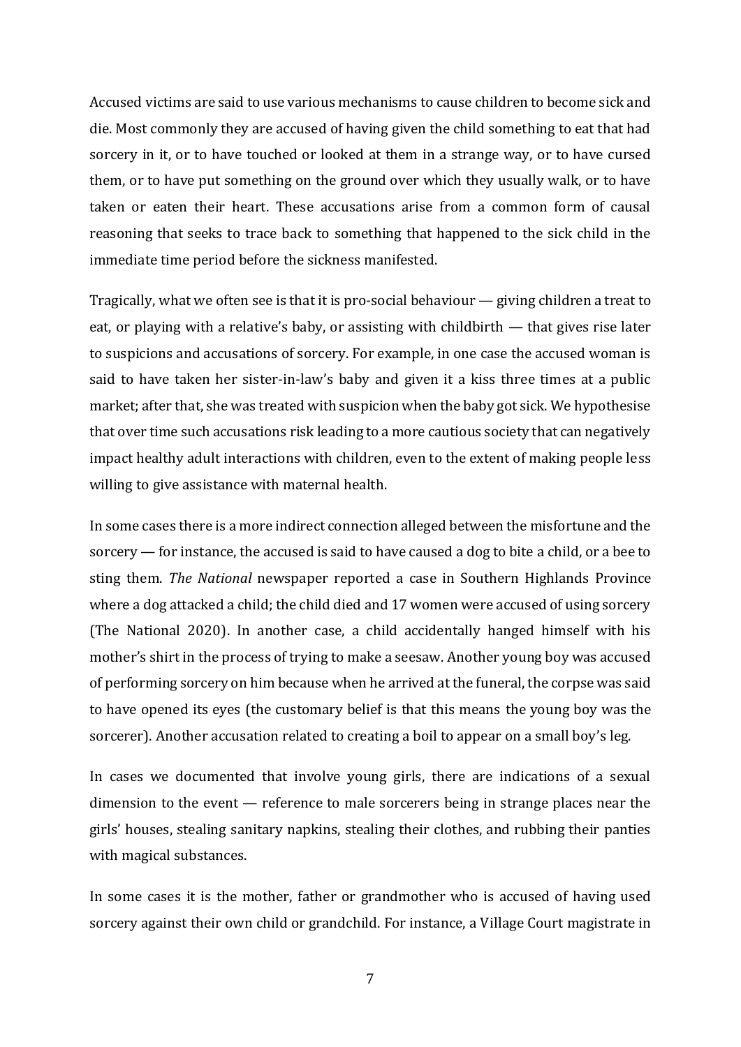Accused victims are said to use various mechanisms to cause children to become sick and die. Most commonly they are accused of having given the child something to eat that had sorcery in it, or to have touched or looked at them in a strange way, or to have cursed them, or to have put something on the ground over which they usually walk, or to have taken or eaten their heart. These accusations arise from a common form of causal reasoning that seeks to trace back to something that happened to the sick child in the immediate time period before the sickness manifested.

Tragically, what we often see is that it is pro-social behaviour — giving children a treat to eat, or playing with a relative's baby, or assisting with childbirth — that gives rise later to suspicions and accusations of sorcery. For example, in one case the accused woman is said to have taken her sister-in-law's baby and given it a kiss three times at a public market; after that, she was treated with suspicion when the baby got sick. We hypothesise that over time such accusations risk leading to a more cautious society that can negatively impact healthy adult interactions with children, even to the extent of making people less willing to give assistance with maternal health.

In some cases there is a more indirect connection alleged between the misfortune and the sorcery — for instance, the accused is said to have caused a dog to bite a child, or a bee to sting them. *The National* newspaper reported a case in Southern Highlands Province where a dog attacked a child; the child died and 17 women were accused of using sorcery (The National 2020). In another case, a child accidentally hanged himself with his mother's shirt in the process of trying to make a seesaw. Another young boy was accused of performing sorcery on him because when he arrived at the funeral, the corpse was said to have opened its eyes (the customary belief is that this means the young boy was the sorcerer). Another accusation related to creating a boil to appear on a small boy's leg.

In cases we documented that involve young girls, there are indications of a sexual dimension to the event — reference to male sorcerers being in strange places near the girls' houses, stealing sanitary napkins, stealing their clothes, and rubbing their panties with magical substances.

In some cases it is the mother, father or grandmother who is accused of having used sorcery against their own child or grandchild. For instance, a Village Court magistrate in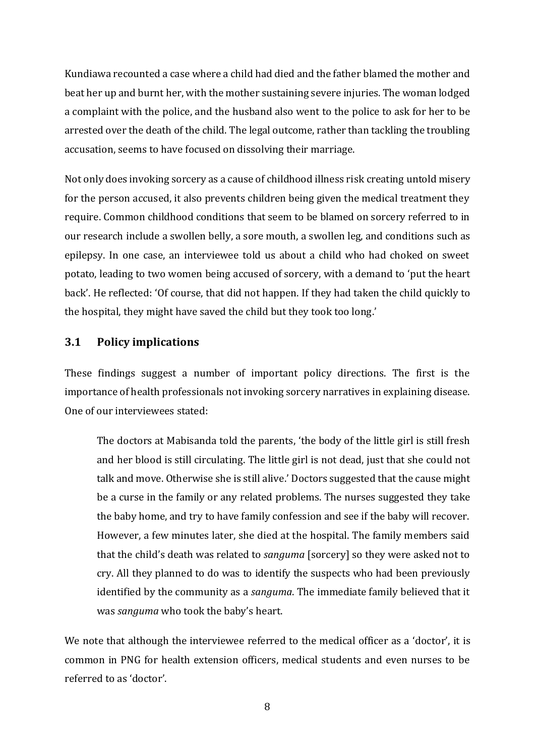Kundiawa recounted a case where a child had died and the father blamed the mother and beat her up and burnt her, with the mother sustaining severe injuries. The woman lodged a complaint with the police, and the husband also went to the police to ask for her to be arrested over the death of the child. The legal outcome, rather than tackling the troubling accusation, seems to have focused on dissolving their marriage.

Not only does invoking sorcery as a cause of childhood illness risk creating untold misery for the person accused, it also prevents children being given the medical treatment they require. Common childhood conditions that seem to be blamed on sorcery referred to in our research include a swollen belly, a sore mouth, a swollen leg, and conditions such as epilepsy. In one case, an interviewee told us about a child who had choked on sweet potato, leading to two women being accused of sorcery, with a demand to 'put the heart back'. He reflected: 'Of course, that did not happen. If they had taken the child quickly to the hospital, they might have saved the child but they took too long.'

### 3.1 Policy implications

These findings suggest a number of important policy directions. The first is the importance of health professionals not invoking sorcery narratives in explaining disease. One of our interviewees stated:

> The doctors at Mabisanda told the parents, 'the body of the little girl is still fresh and her blood is still circulating. The little girl is not dead, just that she could not talk and move. Otherwise she is still alive.' Doctors suggested that the cause might be a curse in the family or any related problems. The nurses suggested they take the baby home, and try to have family confession and see if the baby will recover. However, a few minutes later, she died at the hospital. The family members said that the child's death was related to *sanguma* [sorcery] so they were asked not to cry. All they planned to do was to identify the suspects who had been previously identified by the community as a *sanguma*. The immediate family believed that it was *sanguma* who took the baby's heart.

We note that although the interviewee referred to the medical officer as a 'doctor', it is common in PNG for health extension officers, medical students and even nurses to be referred to as 'doctor'.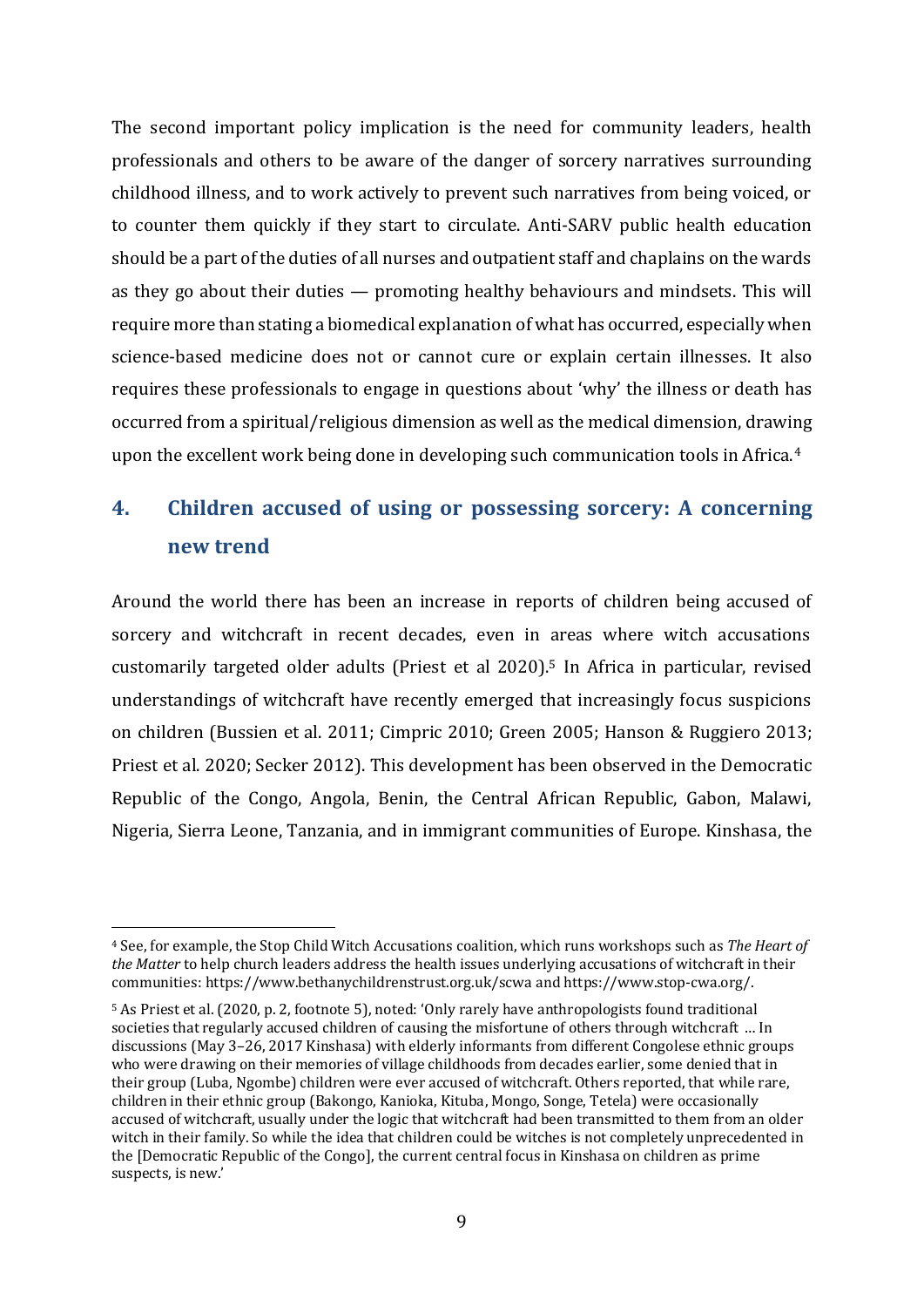The second important policy implication is the need for community leaders, health professionals and others to be aware of the danger of sorcery narratives surrounding childhood illness, and to work actively to prevent such narratives from being voiced, or to counter them quickly if they start to circulate. Anti-SARV public health education should be a part of the duties of all nurses and outpatient staff and chaplains on the wards as they go about their duties — promoting healthy behaviours and mindsets. This will require more than stating a biomedical explanation of what has occurred, especially when science-based medicine does not or cannot cure or explain certain illnesses. It also requires these professionals to engage in questions about 'why' the illness or death has occurred from a spiritual/religious dimension as well as the medical dimension, drawing upon the excellent work being done in developing such communication tools in Africa.[4]

## 4. Children accused of using or possessing sorcery: A concerning new trend

Around the world there has been an increase in reports of children being accused of sorcery and witchcraft in recent decades, even in areas where witch accusations customarily targeted older adults (Priest et al 2020).[5] In Africa in particular, revised understandings of witchcraft have recently emerged that increasingly focus suspicions on children (Bussien et al. 2011; Cimpric 2010; Green 2005; Hanson & Ruggiero 2013; Priest et al. 2020; Secker 2012). This development has been observed in the Democratic Republic of the Congo, Angola, Benin, the Central African Republic, Gabon, Malawi, Nigeria, Sierra Leone, Tanzania, and in immigrant communities of Europe. Kinshasa, the

---

[4] See, for example, the Stop Child Witch Accusations coalition, which runs workshops such as *The Heart of the Matter* to help church leaders address the health issues underlying accusations of witchcraft in their communities: https://www.bethanychildrenstrust.org.uk/scwa and https://www.stop-cwa.org/.

[5] As Priest et al. (2020, p. 2, footnote 5), noted: 'Only rarely have anthropologists found traditional societies that regularly accused children of causing the misfortune of others through witchcraft … In discussions (May 3–26, 2017 Kinshasa) with elderly informants from different Congolese ethnic groups who were drawing on their memories of village childhoods from decades earlier, some denied that in their group (Luba, Ngombe) children were ever accused of witchcraft. Others reported, that while rare, children in their ethnic group (Bakongo, Kanioka, Kituba, Mongo, Songe, Tetela) were occasionally accused of witchcraft, usually under the logic that witchcraft had been transmitted to them from an older witch in their family. So while the idea that children could be witches is not completely unprecedented in the [Democratic Republic of the Congo], the current central focus in Kinshasa on children as prime suspects, is new.'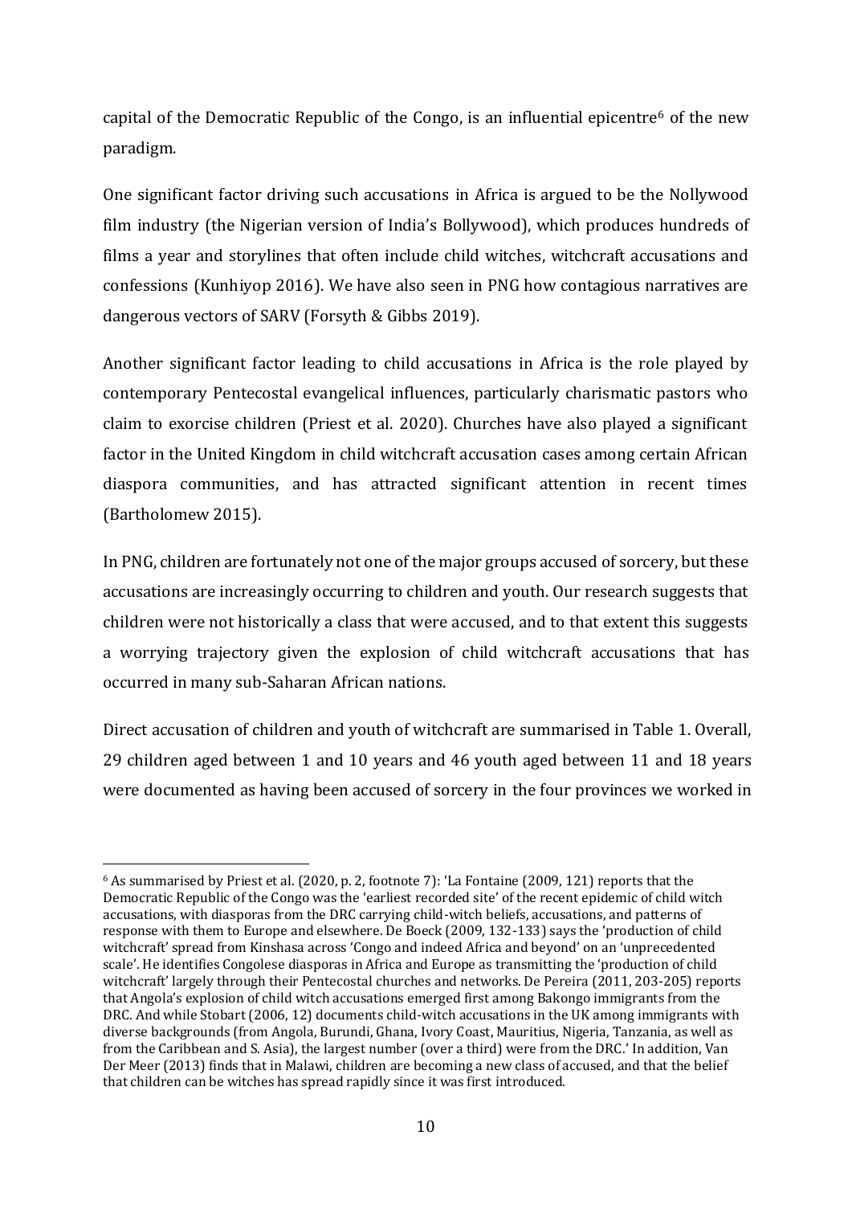capital of the Democratic Republic of the Congo, is an influential epicentre[6] of the new paradigm.

One significant factor driving such accusations in Africa is argued to be the Nollywood film industry (the Nigerian version of India's Bollywood), which produces hundreds of films a year and storylines that often include child witches, witchcraft accusations and confessions (Kunhiyop 2016). We have also seen in PNG how contagious narratives are dangerous vectors of SARV (Forsyth & Gibbs 2019).

Another significant factor leading to child accusations in Africa is the role played by contemporary Pentecostal evangelical influences, particularly charismatic pastors who claim to exorcise children (Priest et al. 2020). Churches have also played a significant factor in the United Kingdom in child witchcraft accusation cases among certain African diaspora communities, and has attracted significant attention in recent times (Bartholomew 2015).

In PNG, children are fortunately not one of the major groups accused of sorcery, but these accusations are increasingly occurring to children and youth. Our research suggests that children were not historically a class that were accused, and to that extent this suggests a worrying trajectory given the explosion of child witchcraft accusations that has occurred in many sub-Saharan African nations.

Direct accusation of children and youth of witchcraft are summarised in Table 1. Overall, 29 children aged between 1 and 10 years and 46 youth aged between 11 and 18 years were documented as having been accused of sorcery in the four provinces we worked in

[6] As summarised by Priest et al. (2020, p. 2, footnote 7): 'La Fontaine (2009, 121) reports that the Democratic Republic of the Congo was the 'earliest recorded site' of the recent epidemic of child witch accusations, with diasporas from the DRC carrying child-witch beliefs, accusations, and patterns of response with them to Europe and elsewhere. De Boeck (2009, 132-133) says the 'production of child witchcraft' spread from Kinshasa across 'Congo and indeed Africa and beyond' on an 'unprecedented scale'. He identifies Congolese diasporas in Africa and Europe as transmitting the 'production of child witchcraft' largely through their Pentecostal churches and networks. De Pereira (2011, 203-205) reports that Angola's explosion of child witch accusations emerged first among Bakongo immigrants from the DRC. And while Stobart (2006, 12) documents child-witch accusations in the UK among immigrants with diverse backgrounds (from Angola, Burundi, Ghana, Ivory Coast, Mauritius, Nigeria, Tanzania, as well as from the Caribbean and S. Asia), the largest number (over a third) were from the DRC.' In addition, Van Der Meer (2013) finds that in Malawi, children are becoming a new class of accused, and that the belief that children can be witches has spread rapidly since it was first introduced.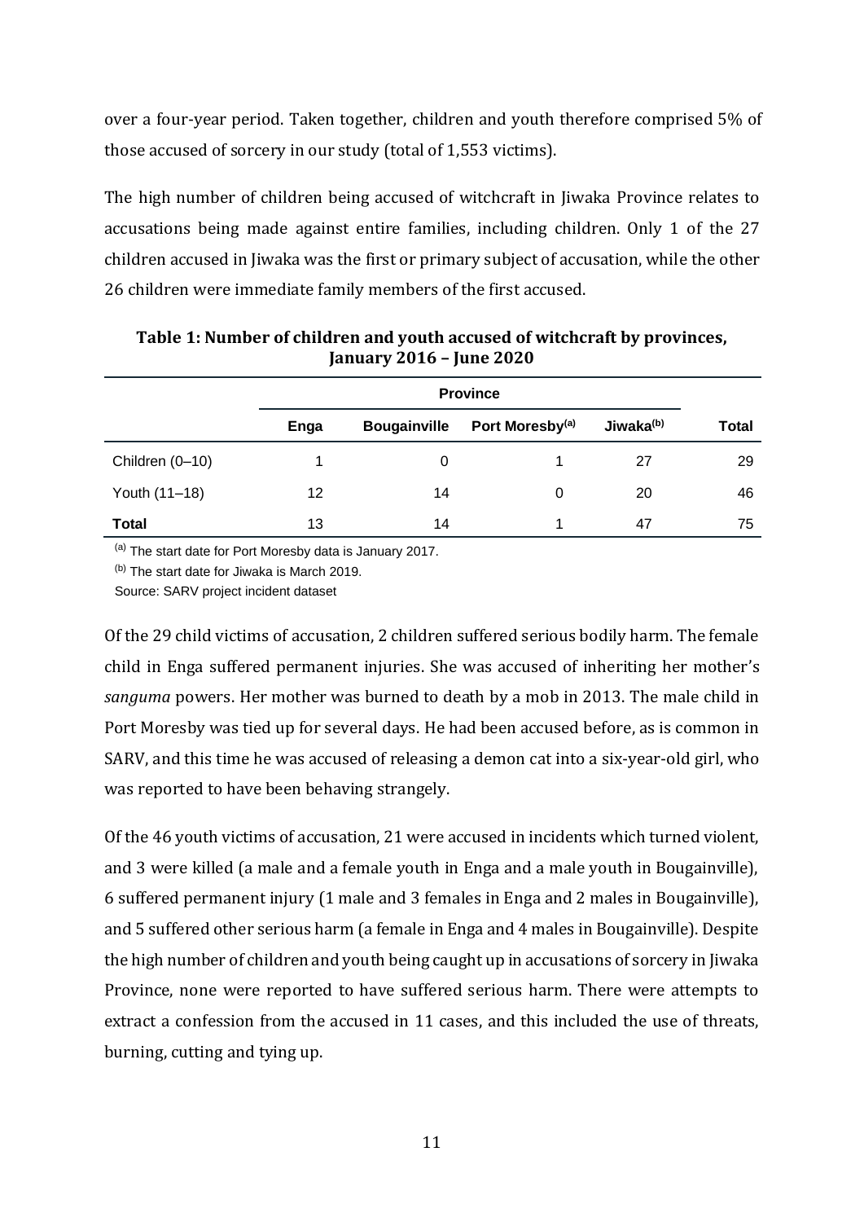over a four-year period. Taken together, children and youth therefore comprised 5% of those accused of sorcery in our study (total of 1,553 victims).

The high number of children being accused of witchcraft in Jiwaka Province relates to accusations being made against entire families, including children. Only 1 of the 27 children accused in Jiwaka was the first or primary subject of accusation, while the other 26 children were immediate family members of the first accused.

**Table 1: Number of children and youth accused of witchcraft by provinces, January 2016 – June 2020**

| | Province | | | | |
|---|---|---|---|---|---|
| | **Enga** | **Bougainville** | **Port Moresby[(a)]** | **Jiwaka[(b)]** | **Total** |
| Children (0–10) | 1 | 0 | 1 | 27 | 29 |
| Youth (11–18) | 12 | 14 | 0 | 20 | 46 |
| **Total** | 13 | 14 | 1 | 47 | 75 |

[(a)] The start date for Port Moresby data is January 2017.

[(b)] The start date for Jiwaka is March 2019.

Source: SARV project incident dataset

Of the 29 child victims of accusation, 2 children suffered serious bodily harm. The female child in Enga suffered permanent injuries. She was accused of inheriting her mother's *sanguma* powers. Her mother was burned to death by a mob in 2013. The male child in Port Moresby was tied up for several days. He had been accused before, as is common in SARV, and this time he was accused of releasing a demon cat into a six-year-old girl, who was reported to have been behaving strangely.

Of the 46 youth victims of accusation, 21 were accused in incidents which turned violent, and 3 were killed (a male and a female youth in Enga and a male youth in Bougainville), 6 suffered permanent injury (1 male and 3 females in Enga and 2 males in Bougainville), and 5 suffered other serious harm (a female in Enga and 4 males in Bougainville). Despite the high number of children and youth being caught up in accusations of sorcery in Jiwaka Province, none were reported to have suffered serious harm. There were attempts to extract a confession from the accused in 11 cases, and this included the use of threats, burning, cutting and tying up.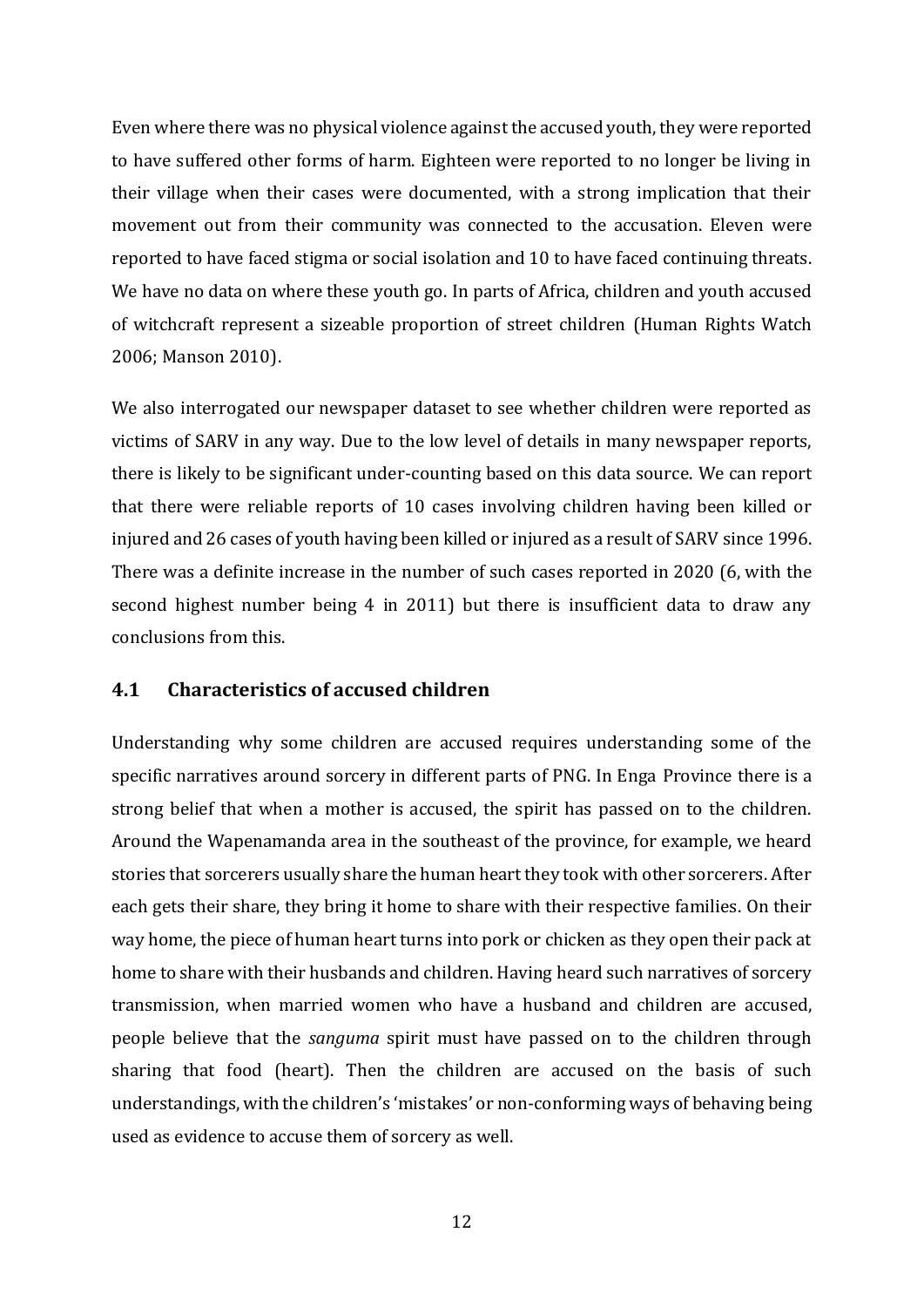Even where there was no physical violence against the accused youth, they were reported to have suffered other forms of harm. Eighteen were reported to no longer be living in their village when their cases were documented, with a strong implication that their movement out from their community was connected to the accusation. Eleven were reported to have faced stigma or social isolation and 10 to have faced continuing threats. We have no data on where these youth go. In parts of Africa, children and youth accused of witchcraft represent a sizeable proportion of street children (Human Rights Watch 2006; Manson 2010).

We also interrogated our newspaper dataset to see whether children were reported as victims of SARV in any way. Due to the low level of details in many newspaper reports, there is likely to be significant under-counting based on this data source. We can report that there were reliable reports of 10 cases involving children having been killed or injured and 26 cases of youth having been killed or injured as a result of SARV since 1996. There was a definite increase in the number of such cases reported in 2020 (6, with the second highest number being 4 in 2011) but there is insufficient data to draw any conclusions from this.

## 4.1 Characteristics of accused children

Understanding why some children are accused requires understanding some of the specific narratives around sorcery in different parts of PNG. In Enga Province there is a strong belief that when a mother is accused, the spirit has passed on to the children. Around the Wapenamanda area in the southeast of the province, for example, we heard stories that sorcerers usually share the human heart they took with other sorcerers. After each gets their share, they bring it home to share with their respective families. On their way home, the piece of human heart turns into pork or chicken as they open their pack at home to share with their husbands and children. Having heard such narratives of sorcery transmission, when married women who have a husband and children are accused, people believe that the *sanguma* spirit must have passed on to the children through sharing that food (heart). Then the children are accused on the basis of such understandings, with the children's 'mistakes' or non-conforming ways of behaving being used as evidence to accuse them of sorcery as well.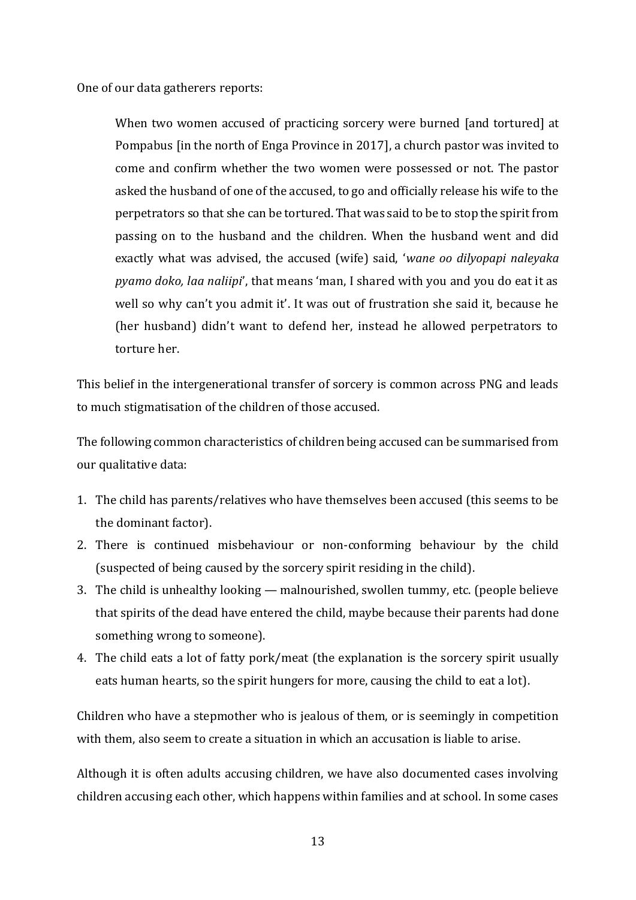One of our data gatherers reports:

> When two women accused of practicing sorcery were burned [and tortured] at Pompabus [in the north of Enga Province in 2017], a church pastor was invited to come and confirm whether the two women were possessed or not. The pastor asked the husband of one of the accused, to go and officially release his wife to the perpetrators so that she can be tortured. That was said to be to stop the spirit from passing on to the husband and the children. When the husband went and did exactly what was advised, the accused (wife) said, '*wane oo dilyopapi naleyaka pyamo doko, laa naliipi*', that means 'man, I shared with you and you do eat it as well so why can't you admit it'. It was out of frustration she said it, because he (her husband) didn't want to defend her, instead he allowed perpetrators to torture her.

This belief in the intergenerational transfer of sorcery is common across PNG and leads to much stigmatisation of the children of those accused.

The following common characteristics of children being accused can be summarised from our qualitative data:

1. The child has parents/relatives who have themselves been accused (this seems to be the dominant factor).
2. There is continued misbehaviour or non-conforming behaviour by the child (suspected of being caused by the sorcery spirit residing in the child).
3. The child is unhealthy looking — malnourished, swollen tummy, etc. (people believe that spirits of the dead have entered the child, maybe because their parents had done something wrong to someone).
4. The child eats a lot of fatty pork/meat (the explanation is the sorcery spirit usually eats human hearts, so the spirit hungers for more, causing the child to eat a lot).

Children who have a stepmother who is jealous of them, or is seemingly in competition with them, also seem to create a situation in which an accusation is liable to arise.

Although it is often adults accusing children, we have also documented cases involving children accusing each other, which happens within families and at school. In some cases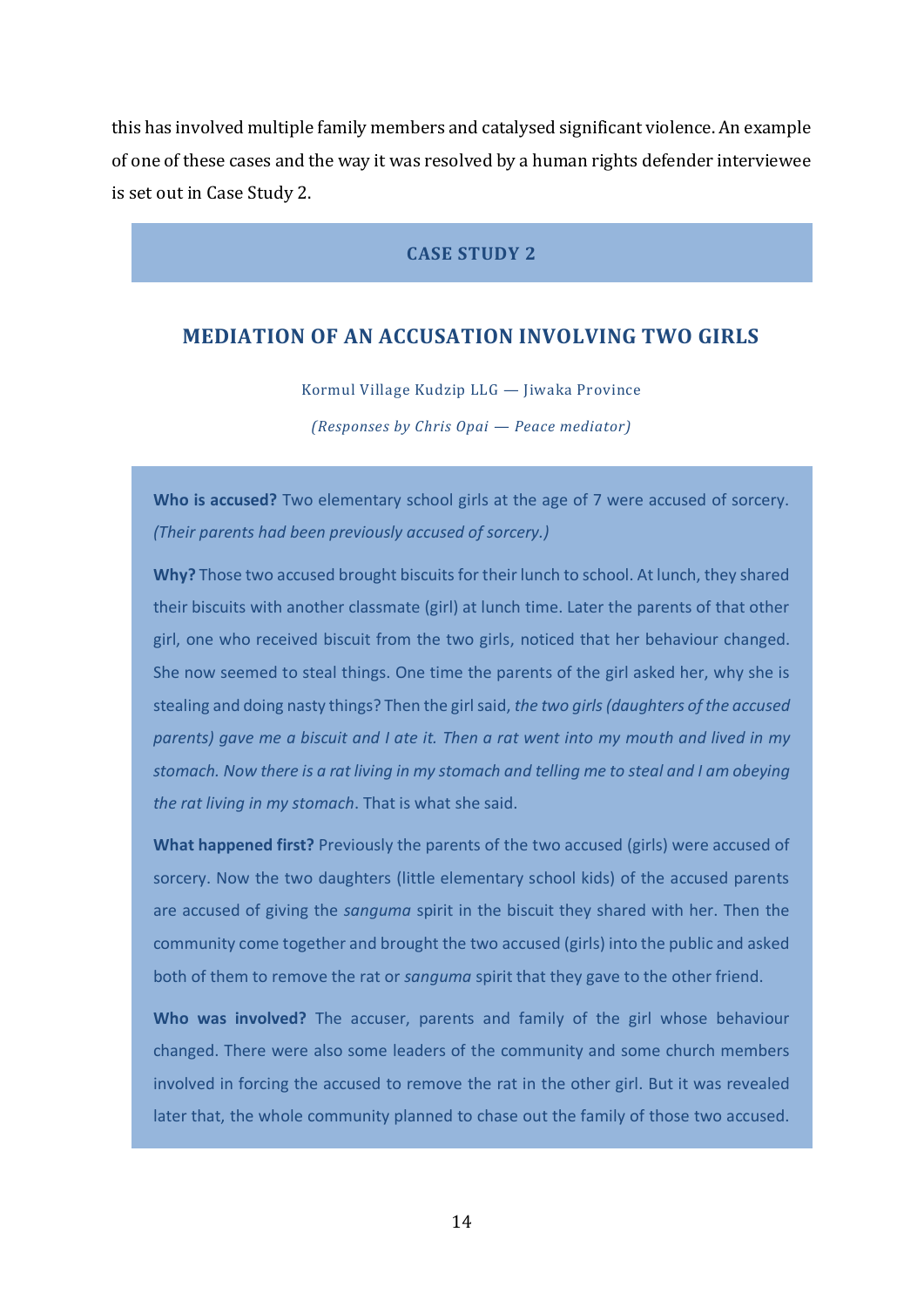this has involved multiple family members and catalysed significant violence. An example of one of these cases and the way it was resolved by a human rights defender interviewee is set out in Case Study 2.

## CASE STUDY 2

### MEDIATION OF AN ACCUSATION INVOLVING TWO GIRLS

Kormul Village Kudzip LLG — Jiwaka Province

*(Responses by Chris Opai — Peace mediator)*

**Who is accused?** Two elementary school girls at the age of 7 were accused of sorcery. *(Their parents had been previously accused of sorcery.)*

**Why?** Those two accused brought biscuits for their lunch to school. At lunch, they shared their biscuits with another classmate (girl) at lunch time. Later the parents of that other girl, one who received biscuit from the two girls, noticed that her behaviour changed. She now seemed to steal things. One time the parents of the girl asked her, why she is stealing and doing nasty things? Then the girl said, *the two girls (daughters of the accused parents) gave me a biscuit and I ate it. Then a rat went into my mouth and lived in my stomach. Now there is a rat living in my stomach and telling me to steal and I am obeying the rat living in my stomach*. That is what she said.

**What happened first?** Previously the parents of the two accused (girls) were accused of sorcery. Now the two daughters (little elementary school kids) of the accused parents are accused of giving the *sanguma* spirit in the biscuit they shared with her. Then the community come together and brought the two accused (girls) into the public and asked both of them to remove the rat or *sanguma* spirit that they gave to the other friend.

**Who was involved?** The accuser, parents and family of the girl whose behaviour changed. There were also some leaders of the community and some church members involved in forcing the accused to remove the rat in the other girl. But it was revealed later that, the whole community planned to chase out the family of those two accused.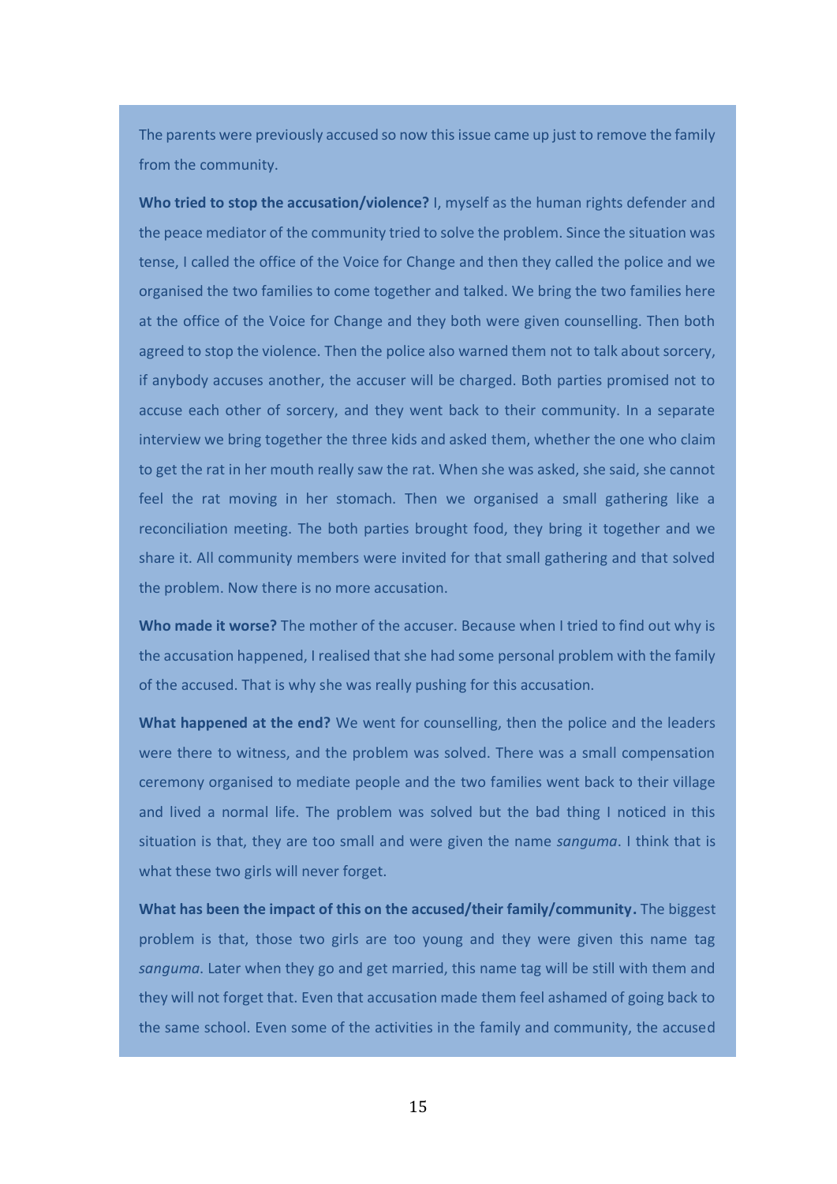The parents were previously accused so now this issue came up just to remove the family from the community.

**Who tried to stop the accusation/violence?** I, myself as the human rights defender and the peace mediator of the community tried to solve the problem. Since the situation was tense, I called the office of the Voice for Change and then they called the police and we organised the two families to come together and talked. We bring the two families here at the office of the Voice for Change and they both were given counselling. Then both agreed to stop the violence. Then the police also warned them not to talk about sorcery, if anybody accuses another, the accuser will be charged. Both parties promised not to accuse each other of sorcery, and they went back to their community. In a separate interview we bring together the three kids and asked them, whether the one who claim to get the rat in her mouth really saw the rat. When she was asked, she said, she cannot feel the rat moving in her stomach. Then we organised a small gathering like a reconciliation meeting. The both parties brought food, they bring it together and we share it. All community members were invited for that small gathering and that solved the problem. Now there is no more accusation.

**Who made it worse?** The mother of the accuser. Because when I tried to find out why is the accusation happened, I realised that she had some personal problem with the family of the accused. That is why she was really pushing for this accusation.

**What happened at the end?** We went for counselling, then the police and the leaders were there to witness, and the problem was solved. There was a small compensation ceremony organised to mediate people and the two families went back to their village and lived a normal life. The problem was solved but the bad thing I noticed in this situation is that, they are too small and were given the name *sanguma*. I think that is what these two girls will never forget.

**What has been the impact of this on the accused/their family/community.** The biggest problem is that, those two girls are too young and they were given this name tag *sanguma*. Later when they go and get married, this name tag will be still with them and they will not forget that. Even that accusation made them feel ashamed of going back to the same school. Even some of the activities in the family and community, the accused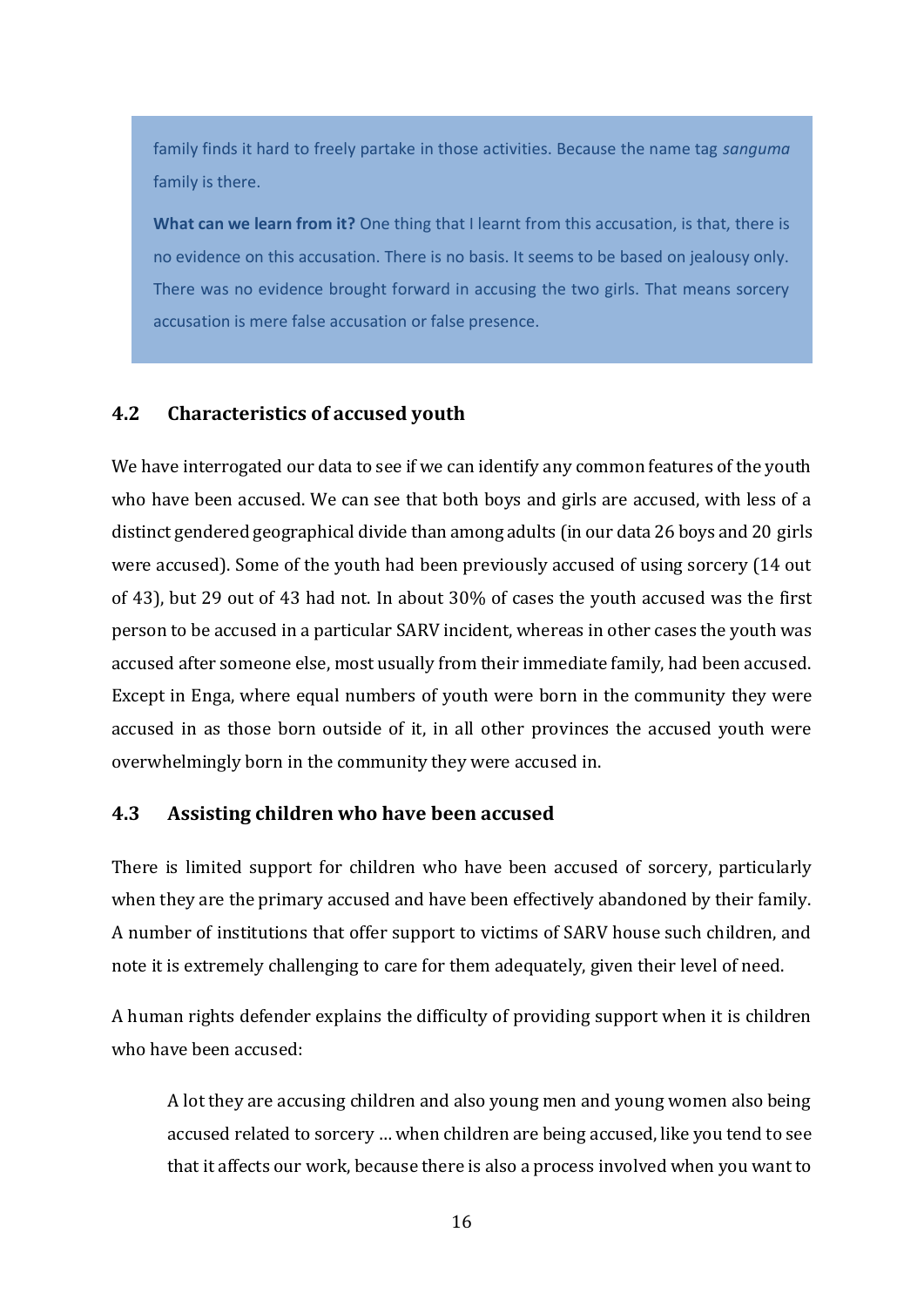family finds it hard to freely partake in those activities. Because the name tag *sanguma* family is there.

**What can we learn from it?** One thing that I learnt from this accusation, is that, there is no evidence on this accusation. There is no basis. It seems to be based on jealousy only. There was no evidence brought forward in accusing the two girls. That means sorcery accusation is mere false accusation or false presence.

## 4.2 Characteristics of accused youth

We have interrogated our data to see if we can identify any common features of the youth who have been accused. We can see that both boys and girls are accused, with less of a distinct gendered geographical divide than among adults (in our data 26 boys and 20 girls were accused). Some of the youth had been previously accused of using sorcery (14 out of 43), but 29 out of 43 had not. In about 30% of cases the youth accused was the first person to be accused in a particular SARV incident, whereas in other cases the youth was accused after someone else, most usually from their immediate family, had been accused. Except in Enga, where equal numbers of youth were born in the community they were accused in as those born outside of it, in all other provinces the accused youth were overwhelmingly born in the community they were accused in.

## 4.3 Assisting children who have been accused

There is limited support for children who have been accused of sorcery, particularly when they are the primary accused and have been effectively abandoned by their family. A number of institutions that offer support to victims of SARV house such children, and note it is extremely challenging to care for them adequately, given their level of need.

A human rights defender explains the difficulty of providing support when it is children who have been accused:

> A lot they are accusing children and also young men and young women also being accused related to sorcery … when children are being accused, like you tend to see that it affects our work, because there is also a process involved when you want to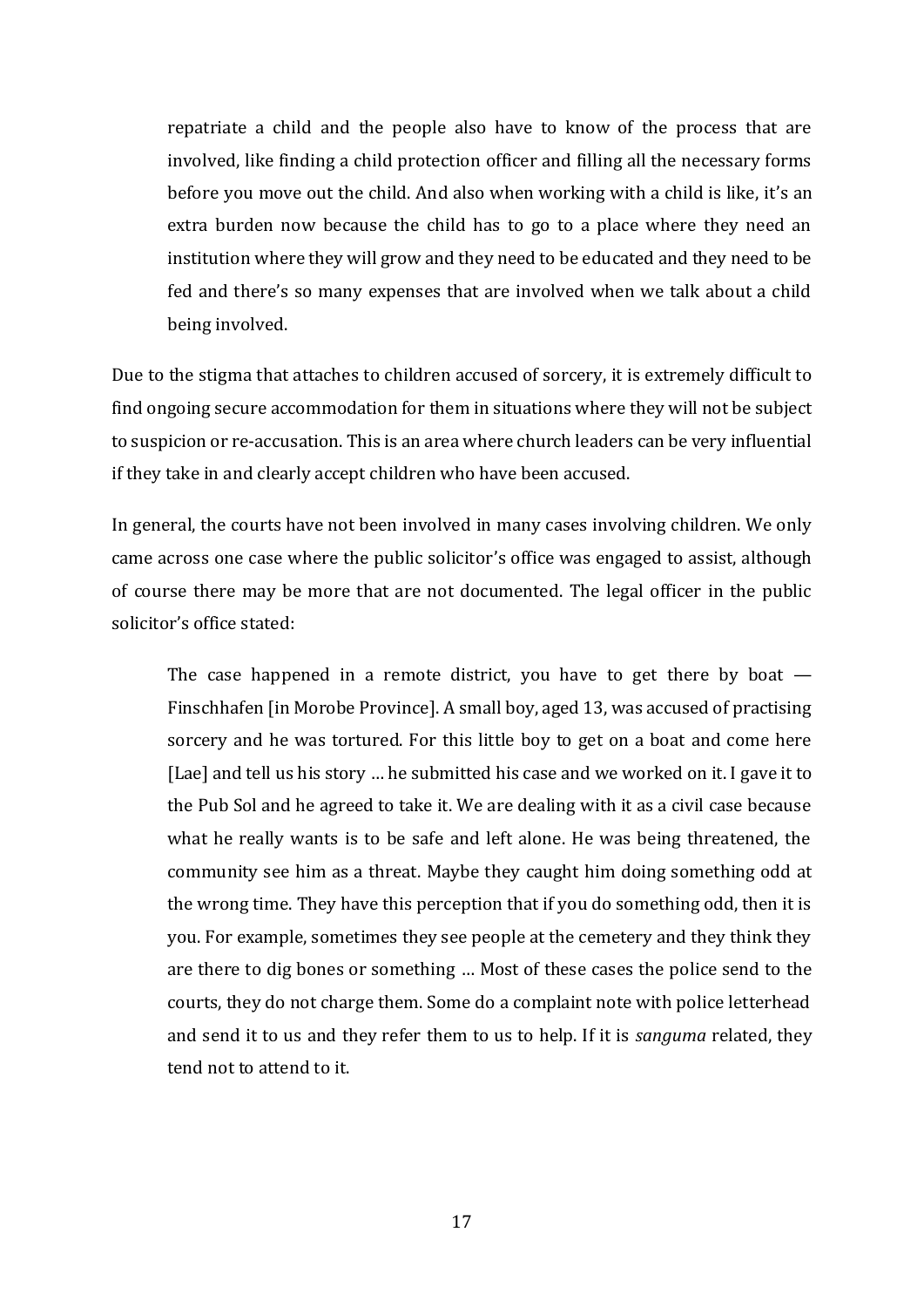> repatriate a child and the people also have to know of the process that are involved, like finding a child protection officer and filling all the necessary forms before you move out the child. And also when working with a child is like, it's an extra burden now because the child has to go to a place where they need an institution where they will grow and they need to be educated and they need to be fed and there's so many expenses that are involved when we talk about a child being involved.

Due to the stigma that attaches to children accused of sorcery, it is extremely difficult to find ongoing secure accommodation for them in situations where they will not be subject to suspicion or re-accusation. This is an area where church leaders can be very influential if they take in and clearly accept children who have been accused.

In general, the courts have not been involved in many cases involving children. We only came across one case where the public solicitor's office was engaged to assist, although of course there may be more that are not documented. The legal officer in the public solicitor's office stated:

> The case happened in a remote district, you have to get there by boat — Finschhafen [in Morobe Province]. A small boy, aged 13, was accused of practising sorcery and he was tortured. For this little boy to get on a boat and come here [Lae] and tell us his story … he submitted his case and we worked on it. I gave it to the Pub Sol and he agreed to take it. We are dealing with it as a civil case because what he really wants is to be safe and left alone. He was being threatened, the community see him as a threat. Maybe they caught him doing something odd at the wrong time. They have this perception that if you do something odd, then it is you. For example, sometimes they see people at the cemetery and they think they are there to dig bones or something … Most of these cases the police send to the courts, they do not charge them. Some do a complaint note with police letterhead and send it to us and they refer them to us to help. If it is *sanguma* related, they tend not to attend to it.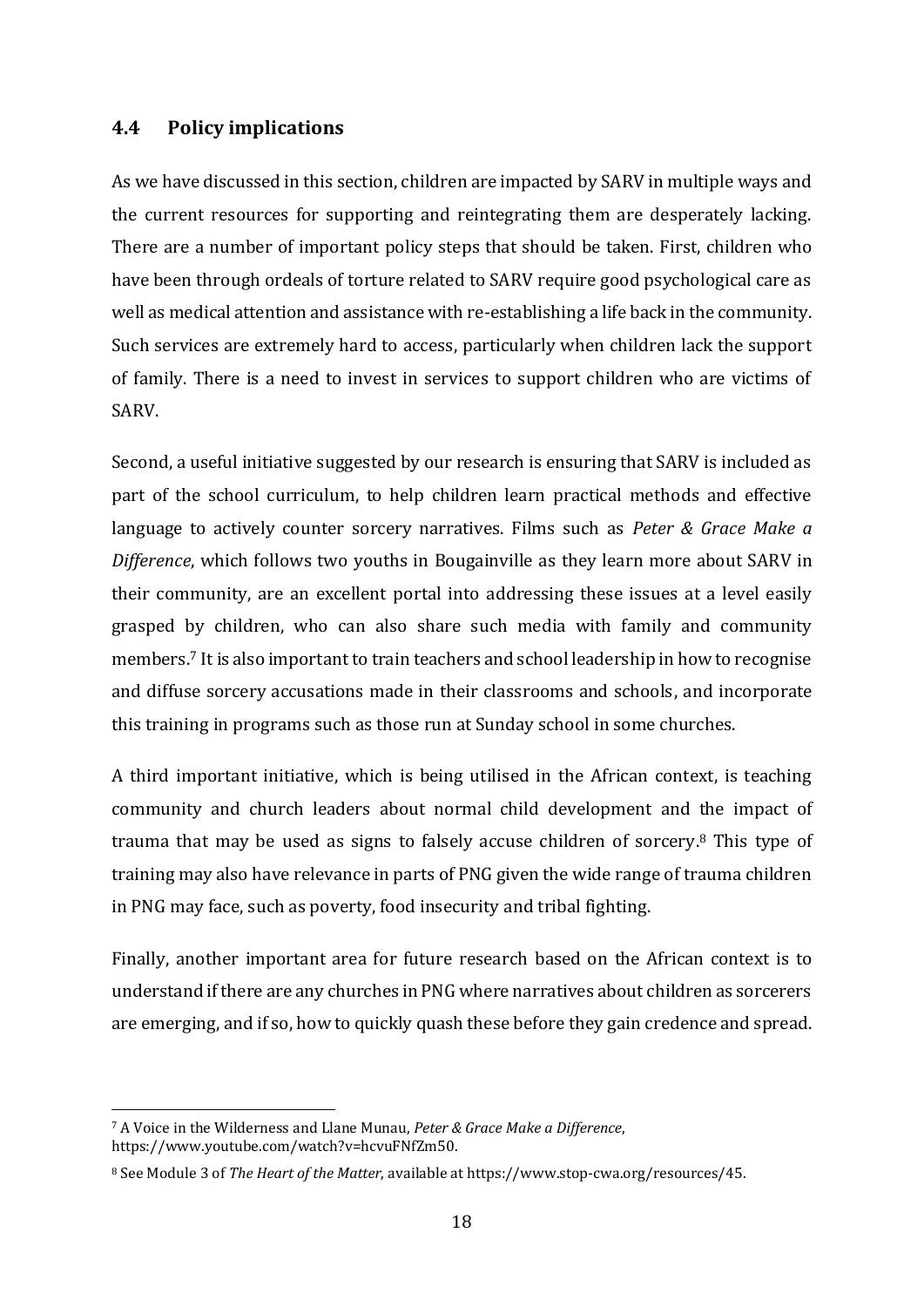## 4.4 Policy implications

As we have discussed in this section, children are impacted by SARV in multiple ways and the current resources for supporting and reintegrating them are desperately lacking. There are a number of important policy steps that should be taken. First, children who have been through ordeals of torture related to SARV require good psychological care as well as medical attention and assistance with re-establishing a life back in the community. Such services are extremely hard to access, particularly when children lack the support of family. There is a need to invest in services to support children who are victims of SARV.

Second, a useful initiative suggested by our research is ensuring that SARV is included as part of the school curriculum, to help children learn practical methods and effective language to actively counter sorcery narratives. Films such as *Peter & Grace Make a Difference*, which follows two youths in Bougainville as they learn more about SARV in their community, are an excellent portal into addressing these issues at a level easily grasped by children, who can also share such media with family and community members.[7] It is also important to train teachers and school leadership in how to recognise and diffuse sorcery accusations made in their classrooms and schools, and incorporate this training in programs such as those run at Sunday school in some churches.

A third important initiative, which is being utilised in the African context, is teaching community and church leaders about normal child development and the impact of trauma that may be used as signs to falsely accuse children of sorcery.[8] This type of training may also have relevance in parts of PNG given the wide range of trauma children in PNG may face, such as poverty, food insecurity and tribal fighting.

Finally, another important area for future research based on the African context is to understand if there are any churches in PNG where narratives about children as sorcerers are emerging, and if so, how to quickly quash these before they gain credence and spread.

---

[7] A Voice in the Wilderness and Llane Munau, *Peter & Grace Make a Difference*, https://www.youtube.com/watch?v=hcvuFNfZm50.

[8] See Module 3 of *The Heart of the Matter*, available at https://www.stop-cwa.org/resources/45.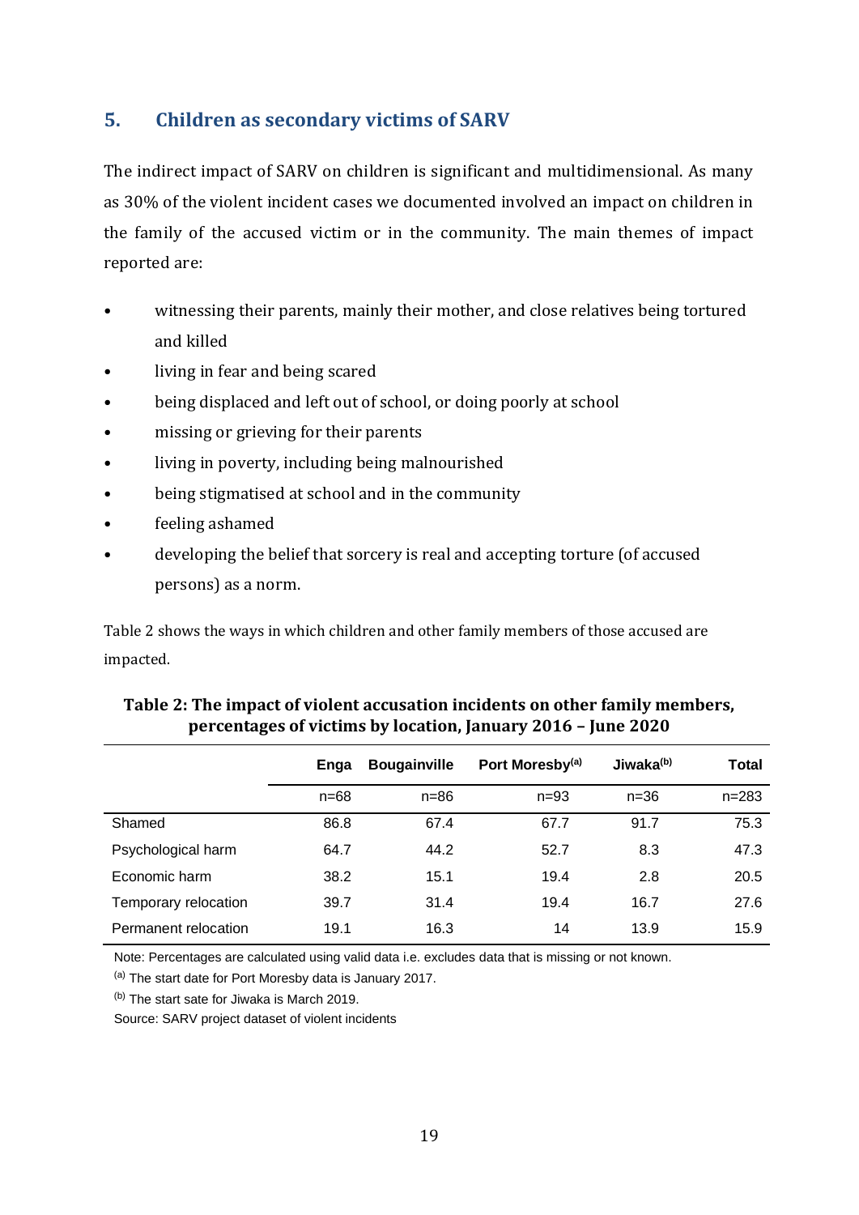## 5. Children as secondary victims of SARV

The indirect impact of SARV on children is significant and multidimensional. As many as 30% of the violent incident cases we documented involved an impact on children in the family of the accused victim or in the community. The main themes of impact reported are:

- witnessing their parents, mainly their mother, and close relatives being tortured and killed
- living in fear and being scared
- being displaced and left out of school, or doing poorly at school
- missing or grieving for their parents
- living in poverty, including being malnourished
- being stigmatised at school and in the community
- feeling ashamed
- developing the belief that sorcery is real and accepting torture (of accused persons) as a norm.

Table 2 shows the ways in which children and other family members of those accused are impacted.

**Table 2: The impact of violent accusation incidents on other family members, percentages of victims by location, January 2016 – June 2020**

| | Enga | Bougainville | Port Moresby[(a)] | Jiwaka[(b)] | Total |
|---|---|---|---|---|---|
| | n=68 | n=86 | n=93 | n=36 | n=283 |
| Shamed | 86.8 | 67.4 | 67.7 | 91.7 | 75.3 |
| Psychological harm | 64.7 | 44.2 | 52.7 | 8.3 | 47.3 |
| Economic harm | 38.2 | 15.1 | 19.4 | 2.8 | 20.5 |
| Temporary relocation | 39.7 | 31.4 | 19.4 | 16.7 | 27.6 |
| Permanent relocation | 19.1 | 16.3 | 14 | 13.9 | 15.9 |

Note: Percentages are calculated using valid data i.e. excludes data that is missing or not known.

[(a)] The start date for Port Moresby data is January 2017.

[(b)] The start sate for Jiwaka is March 2019.

Source: SARV project dataset of violent incidents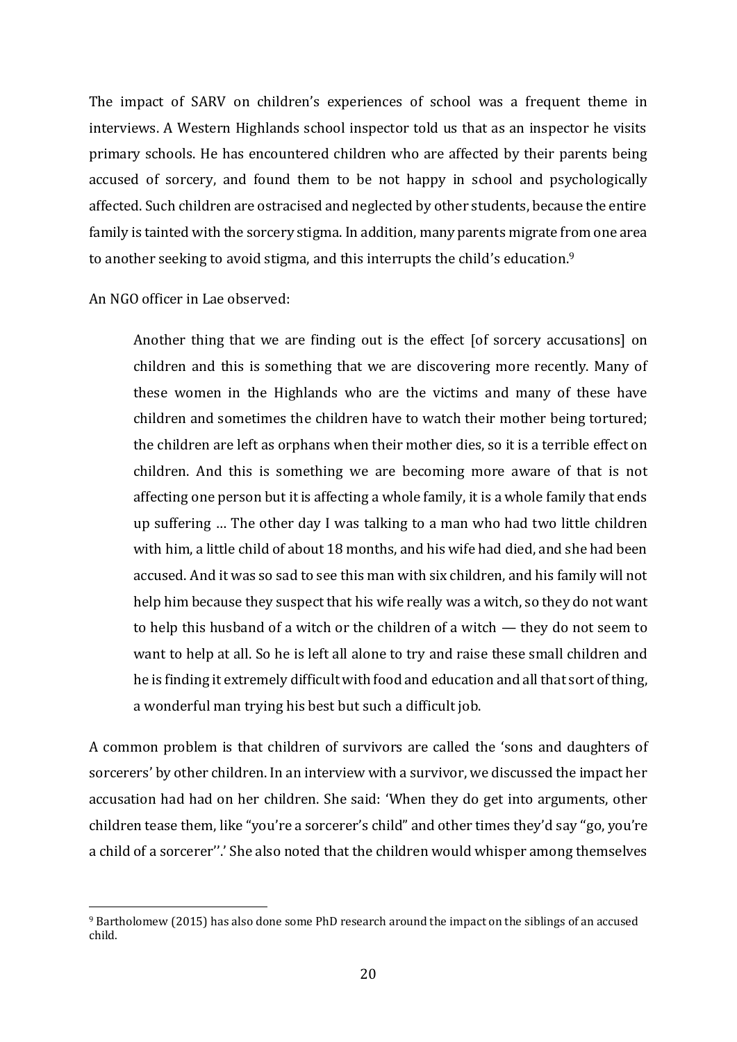The impact of SARV on children's experiences of school was a frequent theme in interviews. A Western Highlands school inspector told us that as an inspector he visits primary schools. He has encountered children who are affected by their parents being accused of sorcery, and found them to be not happy in school and psychologically affected. Such children are ostracised and neglected by other students, because the entire family is tainted with the sorcery stigma. In addition, many parents migrate from one area to another seeking to avoid stigma, and this interrupts the child's education.[9]

An NGO officer in Lae observed:

> Another thing that we are finding out is the effect [of sorcery accusations] on children and this is something that we are discovering more recently. Many of these women in the Highlands who are the victims and many of these have children and sometimes the children have to watch their mother being tortured; the children are left as orphans when their mother dies, so it is a terrible effect on children. And this is something we are becoming more aware of that is not affecting one person but it is affecting a whole family, it is a whole family that ends up suffering … The other day I was talking to a man who had two little children with him, a little child of about 18 months, and his wife had died, and she had been accused. And it was so sad to see this man with six children, and his family will not help him because they suspect that his wife really was a witch, so they do not want to help this husband of a witch or the children of a witch — they do not seem to want to help at all. So he is left all alone to try and raise these small children and he is finding it extremely difficult with food and education and all that sort of thing, a wonderful man trying his best but such a difficult job.

A common problem is that children of survivors are called the 'sons and daughters of sorcerers' by other children. In an interview with a survivor, we discussed the impact her accusation had had on her children. She said: 'When they do get into arguments, other children tease them, like "you're a sorcerer's child" and other times they'd say "go, you're a child of a sorcerer''.' She also noted that the children would whisper among themselves

[9] Bartholomew (2015) has also done some PhD research around the impact on the siblings of an accused child.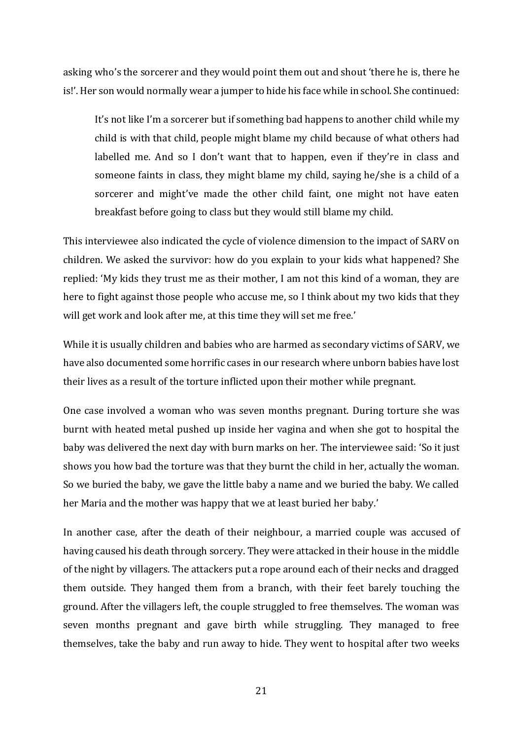asking who's the sorcerer and they would point them out and shout 'there he is, there he is!'. Her son would normally wear a jumper to hide his face while in school. She continued:

> It's not like I'm a sorcerer but if something bad happens to another child while my child is with that child, people might blame my child because of what others had labelled me. And so I don't want that to happen, even if they're in class and someone faints in class, they might blame my child, saying he/she is a child of a sorcerer and might've made the other child faint, one might not have eaten breakfast before going to class but they would still blame my child.

This interviewee also indicated the cycle of violence dimension to the impact of SARV on children. We asked the survivor: how do you explain to your kids what happened? She replied: 'My kids they trust me as their mother, I am not this kind of a woman, they are here to fight against those people who accuse me, so I think about my two kids that they will get work and look after me, at this time they will set me free.'

While it is usually children and babies who are harmed as secondary victims of SARV, we have also documented some horrific cases in our research where unborn babies have lost their lives as a result of the torture inflicted upon their mother while pregnant.

One case involved a woman who was seven months pregnant. During torture she was burnt with heated metal pushed up inside her vagina and when she got to hospital the baby was delivered the next day with burn marks on her. The interviewee said: 'So it just shows you how bad the torture was that they burnt the child in her, actually the woman. So we buried the baby, we gave the little baby a name and we buried the baby. We called her Maria and the mother was happy that we at least buried her baby.'

In another case, after the death of their neighbour, a married couple was accused of having caused his death through sorcery. They were attacked in their house in the middle of the night by villagers. The attackers put a rope around each of their necks and dragged them outside. They hanged them from a branch, with their feet barely touching the ground. After the villagers left, the couple struggled to free themselves. The woman was seven months pregnant and gave birth while struggling. They managed to free themselves, take the baby and run away to hide. They went to hospital after two weeks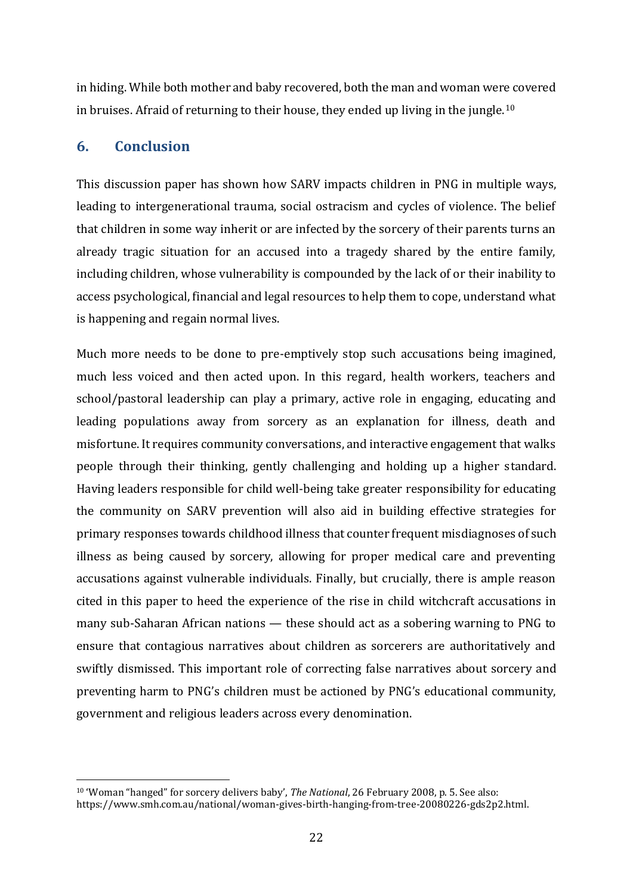in hiding. While both mother and baby recovered, both the man and woman were covered in bruises. Afraid of returning to their house, they ended up living in the jungle.[10]

## 6. Conclusion

This discussion paper has shown how SARV impacts children in PNG in multiple ways, leading to intergenerational trauma, social ostracism and cycles of violence. The belief that children in some way inherit or are infected by the sorcery of their parents turns an already tragic situation for an accused into a tragedy shared by the entire family, including children, whose vulnerability is compounded by the lack of or their inability to access psychological, financial and legal resources to help them to cope, understand what is happening and regain normal lives.

Much more needs to be done to pre-emptively stop such accusations being imagined, much less voiced and then acted upon. In this regard, health workers, teachers and school/pastoral leadership can play a primary, active role in engaging, educating and leading populations away from sorcery as an explanation for illness, death and misfortune. It requires community conversations, and interactive engagement that walks people through their thinking, gently challenging and holding up a higher standard. Having leaders responsible for child well-being take greater responsibility for educating the community on SARV prevention will also aid in building effective strategies for primary responses towards childhood illness that counter frequent misdiagnoses of such illness as being caused by sorcery, allowing for proper medical care and preventing accusations against vulnerable individuals. Finally, but crucially, there is ample reason cited in this paper to heed the experience of the rise in child witchcraft accusations in many sub-Saharan African nations — these should act as a sobering warning to PNG to ensure that contagious narratives about children as sorcerers are authoritatively and swiftly dismissed. This important role of correcting false narratives about sorcery and preventing harm to PNG's children must be actioned by PNG's educational community, government and religious leaders across every denomination.

---

[10] 'Woman "hanged" for sorcery delivers baby', *The National*, 26 February 2008, p. 5. See also: https://www.smh.com.au/national/woman-gives-birth-hanging-from-tree-20080226-gds2p2.html.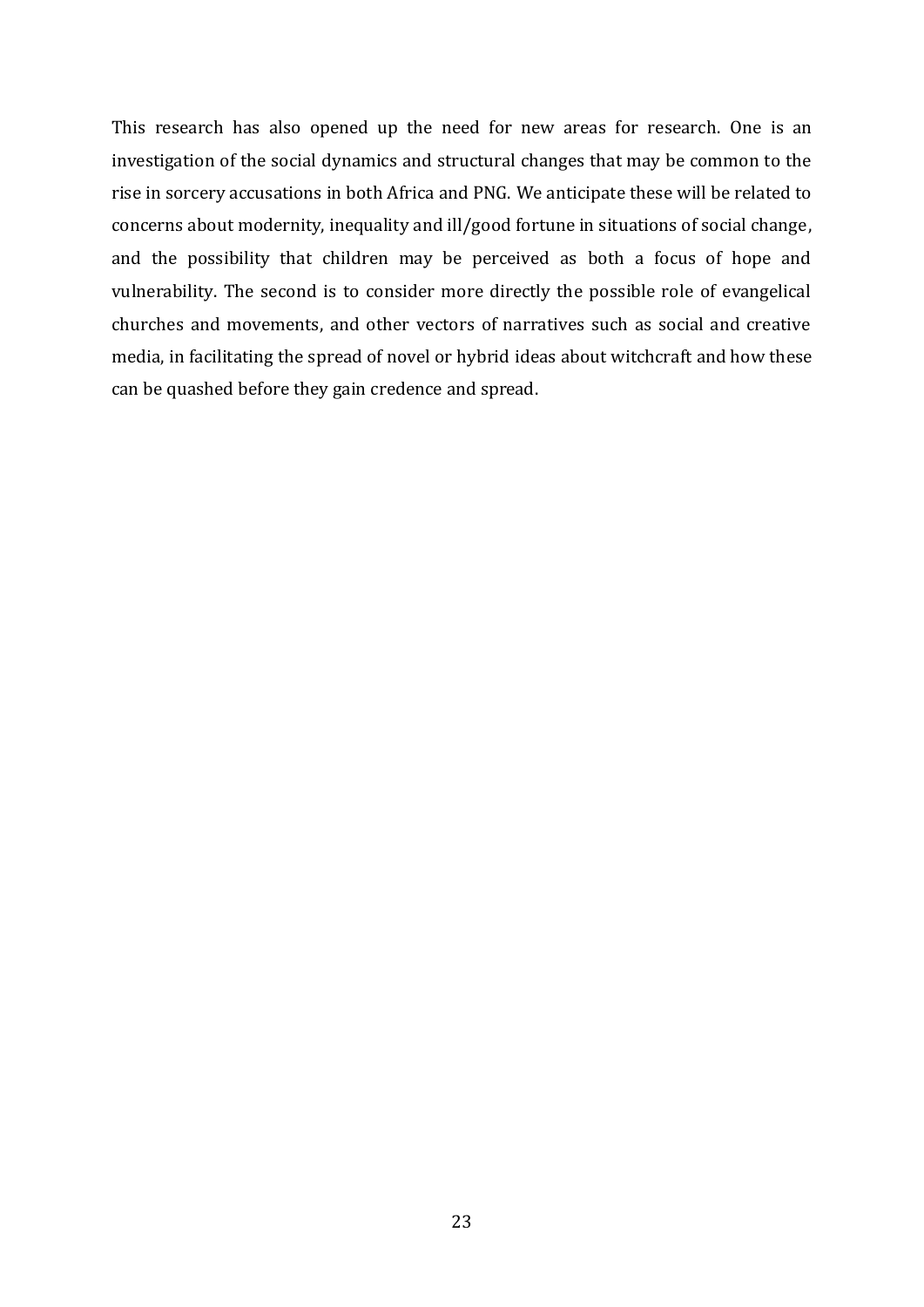This research has also opened up the need for new areas for research. One is an investigation of the social dynamics and structural changes that may be common to the rise in sorcery accusations in both Africa and PNG. We anticipate these will be related to concerns about modernity, inequality and ill/good fortune in situations of social change, and the possibility that children may be perceived as both a focus of hope and vulnerability. The second is to consider more directly the possible role of evangelical churches and movements, and other vectors of narratives such as social and creative media, in facilitating the spread of novel or hybrid ideas about witchcraft and how these can be quashed before they gain credence and spread.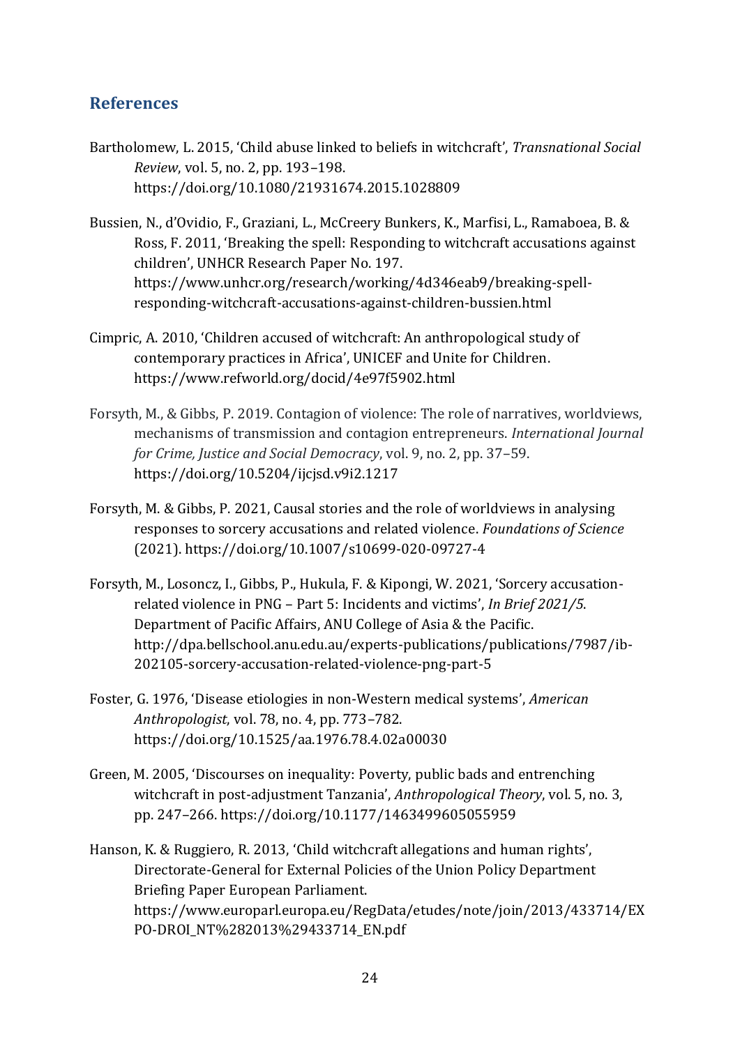## References

Bartholomew, L. 2015, 'Child abuse linked to beliefs in witchcraft', *Transnational Social Review*, vol. 5, no. 2, pp. 193–198. https://doi.org/10.1080/21931674.2015.1028809

Bussien, N., d'Ovidio, F., Graziani, L., McCreery Bunkers, K., Marfisi, L., Ramaboea, B. & Ross, F. 2011, 'Breaking the spell: Responding to witchcraft accusations against children', UNHCR Research Paper No. 197. https://www.unhcr.org/research/working/4d346eab9/breaking-spell-responding-witchcraft-accusations-against-children-bussien.html

Cimpric, A. 2010, 'Children accused of witchcraft: An anthropological study of contemporary practices in Africa', UNICEF and Unite for Children. https://www.refworld.org/docid/4e97f5902.html

Forsyth, M., & Gibbs, P. 2019. Contagion of violence: The role of narratives, worldviews, mechanisms of transmission and contagion entrepreneurs. *International Journal for Crime, Justice and Social Democracy*, vol. 9, no. 2, pp. 37–59. https://doi.org/10.5204/ijcjsd.v9i2.1217

Forsyth, M. & Gibbs, P. 2021, Causal stories and the role of worldviews in analysing responses to sorcery accusations and related violence. *Foundations of Science* (2021). https://doi.org/10.1007/s10699-020-09727-4

Forsyth, M., Losoncz, I., Gibbs, P., Hukula, F. & Kipongi, W. 2021, 'Sorcery accusation-related violence in PNG – Part 5: Incidents and victims', *In Brief 2021/5*. Department of Pacific Affairs, ANU College of Asia & the Pacific. http://dpa.bellschool.anu.edu.au/experts-publications/publications/7987/ib-202105-sorcery-accusation-related-violence-png-part-5

Foster, G. 1976, 'Disease etiologies in non-Western medical systems', *American Anthropologist*, vol. 78, no. 4, pp. 773–782. https://doi.org/10.1525/aa.1976.78.4.02a00030

Green, M. 2005, 'Discourses on inequality: Poverty, public bads and entrenching witchcraft in post-adjustment Tanzania', *Anthropological Theory*, vol. 5, no. 3, pp. 247–266. https://doi.org/10.1177/1463499605055959

Hanson, K. & Ruggiero, R. 2013, 'Child witchcraft allegations and human rights', Directorate-General for External Policies of the Union Policy Department Briefing Paper European Parliament. https://www.europarl.europa.eu/RegData/etudes/note/join/2013/433714/EXPO-DROI_NT%282013%29433714_EN.pdf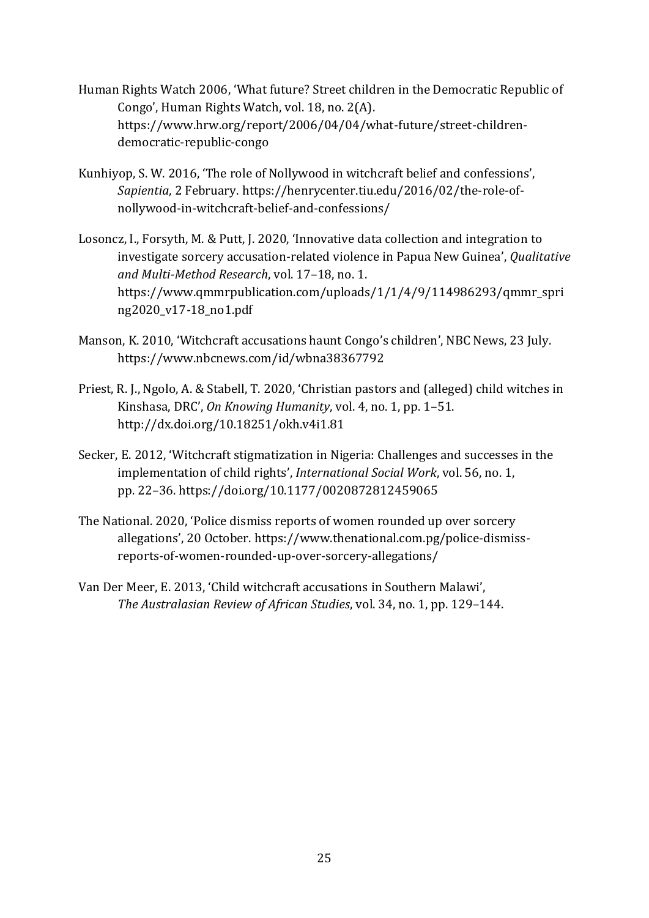Human Rights Watch 2006, 'What future? Street children in the Democratic Republic of Congo', Human Rights Watch, vol. 18, no. 2(A). https://www.hrw.org/report/2006/04/04/what-future/street-children-democratic-republic-congo

Kunhiyop, S. W. 2016, 'The role of Nollywood in witchcraft belief and confessions', *Sapientia*, 2 February. https://henrycenter.tiu.edu/2016/02/the-role-of-nollywood-in-witchcraft-belief-and-confessions/

Losoncz, I., Forsyth, M. & Putt, J. 2020, 'Innovative data collection and integration to investigate sorcery accusation-related violence in Papua New Guinea', *Qualitative and Multi-Method Research*, vol. 17–18, no. 1. https://www.qmmrpublication.com/uploads/1/1/4/9/114986293/qmmr_spring2020_v17-18_no1.pdf

Manson, K. 2010, 'Witchcraft accusations haunt Congo's children', NBC News, 23 July. https://www.nbcnews.com/id/wbna38367792

Priest, R. J., Ngolo, A. & Stabell, T. 2020, 'Christian pastors and (alleged) child witches in Kinshasa, DRC', *On Knowing Humanity*, vol. 4, no. 1, pp. 1–51. http://dx.doi.org/10.18251/okh.v4i1.81

Secker, E. 2012, 'Witchcraft stigmatization in Nigeria: Challenges and successes in the implementation of child rights', *International Social Work*, vol. 56, no. 1, pp. 22–36. https://doi.org/10.1177/0020872812459065

The National. 2020, 'Police dismiss reports of women rounded up over sorcery allegations', 20 October. https://www.thenational.com.pg/police-dismiss-reports-of-women-rounded-up-over-sorcery-allegations/

Van Der Meer, E. 2013, 'Child witchcraft accusations in Southern Malawi', *The Australasian Review of African Studies*, vol. 34, no. 1, pp. 129–144.